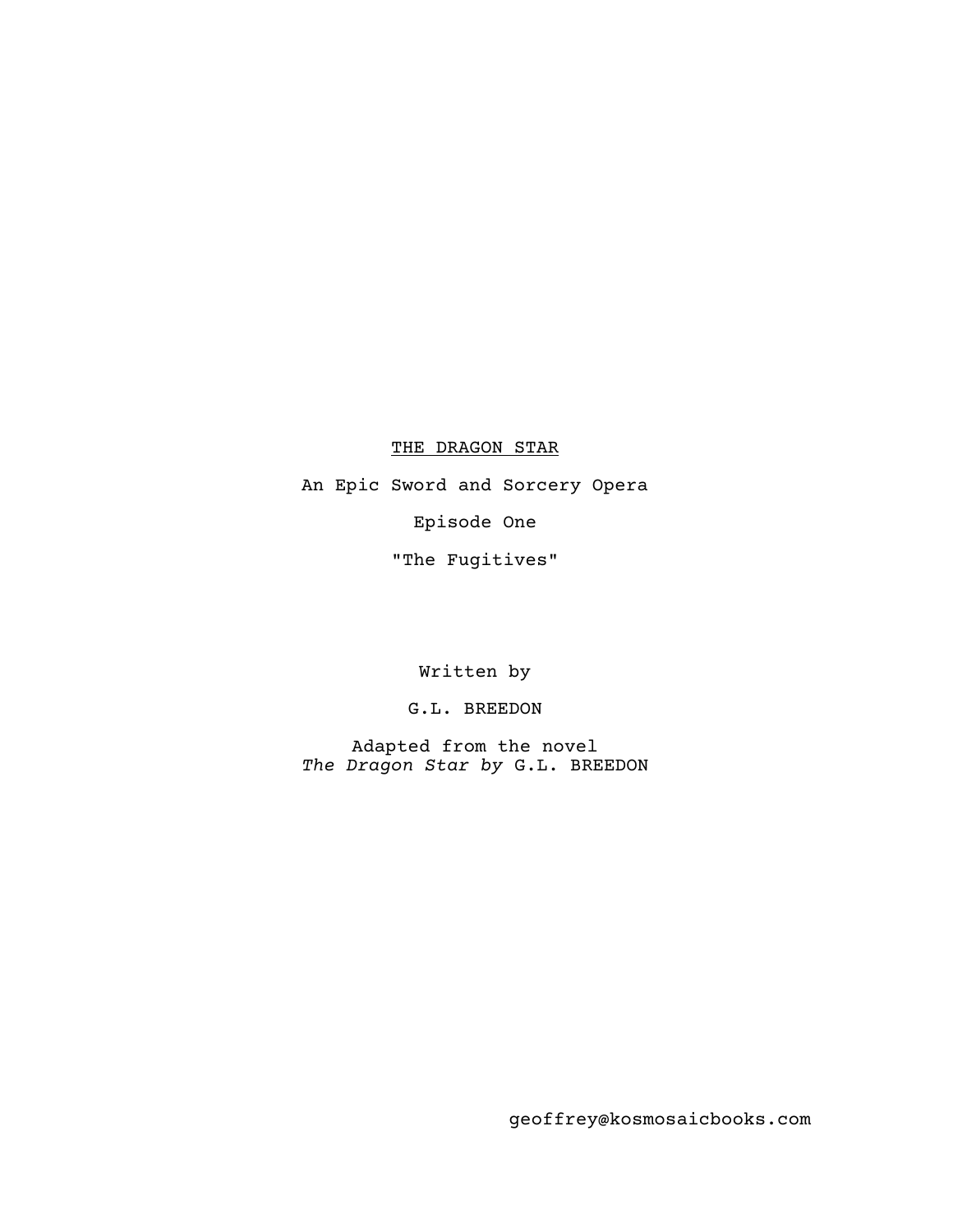<u>THE DRAGON STAR</u>

An Epic Sword and Sorcery Opera

Episode One

"The Fugitives"

Written by

G.L. BREEDON

Adapted from the novel
*The Dragon Star by* G.L. BREEDON

geoffrey@kosmosaicbooks.com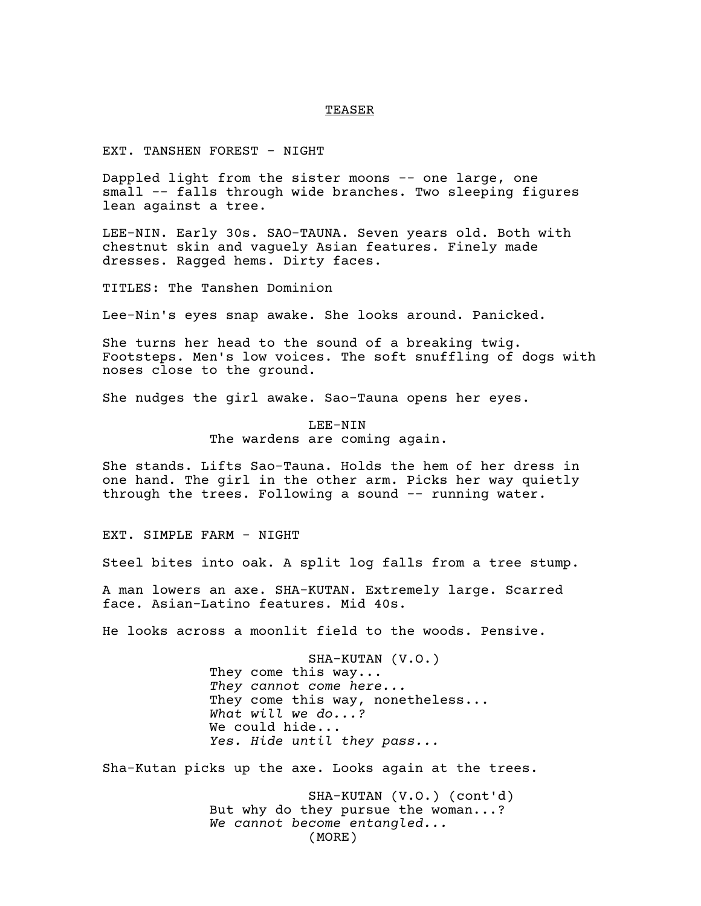<u>TEASER</u>

EXT. TANSHEN FOREST - NIGHT

Dappled light from the sister moons -- one large, one small -- falls through wide branches. Two sleeping figures lean against a tree.

LEE-NIN. Early 30s. SAO-TAUNA. Seven years old. Both with chestnut skin and vaguely Asian features. Finely made dresses. Ragged hems. Dirty faces.

TITLES: The Tanshen Dominion

Lee-Nin's eyes snap awake. She looks around. Panicked.

She turns her head to the sound of a breaking twig. Footsteps. Men's low voices. The soft snuffling of dogs with noses close to the ground.

She nudges the girl awake. Sao-Tauna opens her eyes.

LEE-NIN
The wardens are coming again.

She stands. Lifts Sao-Tauna. Holds the hem of her dress in one hand. The girl in the other arm. Picks her way quietly through the trees. Following a sound -- running water.

EXT. SIMPLE FARM - NIGHT

Steel bites into oak. A split log falls from a tree stump.

A man lowers an axe. SHA-KUTAN. Extremely large. Scarred face. Asian-Latino features. Mid 40s.

He looks across a moonlit field to the woods. Pensive.

SHA-KUTAN (V.O.)
They come this way...
*They cannot come here...*
They come this way, nonetheless...
*What will we do...?*
We could hide...
*Yes. Hide until they pass...*

Sha-Kutan picks up the axe. Looks again at the trees.

SHA-KUTAN (V.O.) (cont'd)
But why do they pursue the woman...?
*We cannot become entangled...*
(MORE)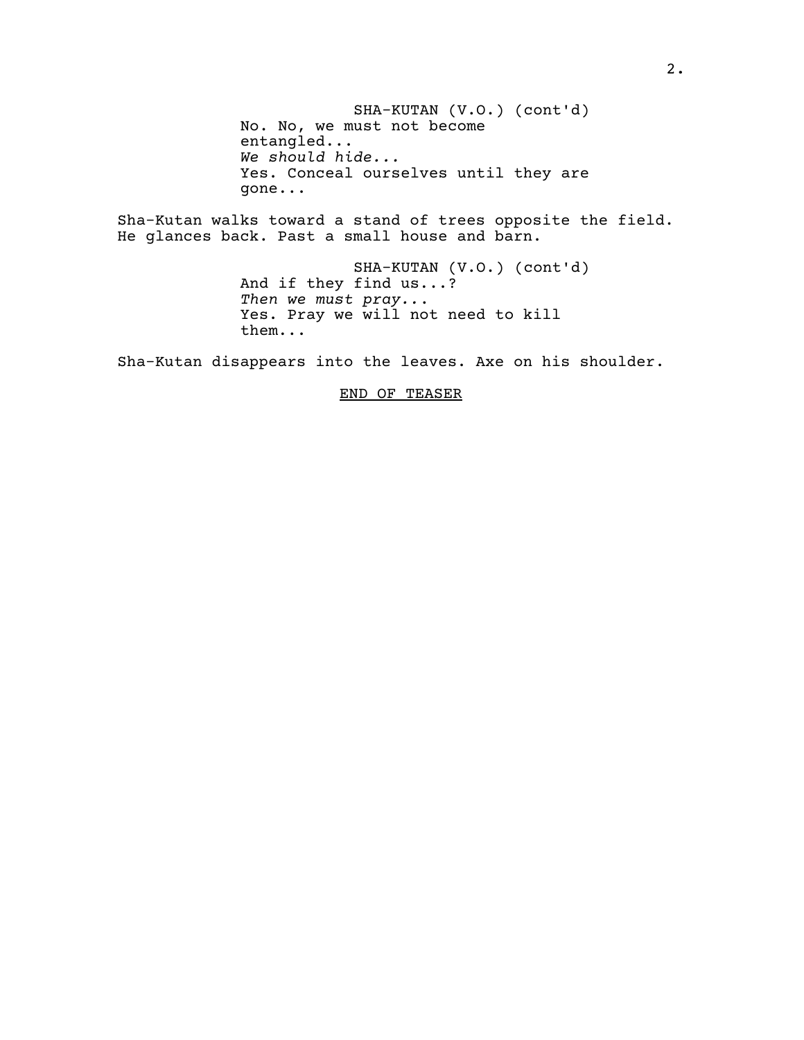SHA-KUTAN (V.O.) (cont'd)
No. No, we must not become entangled...
*We should hide...*
Yes. Conceal ourselves until they are gone...

Sha-Kutan walks toward a stand of trees opposite the field. He glances back. Past a small house and barn.

SHA-KUTAN (V.O.) (cont'd)
And if they find us...?
*Then we must pray...*
Yes. Pray we will not need to kill them...

Sha-Kutan disappears into the leaves. Axe on his shoulder.

<u>END OF TEASER</u>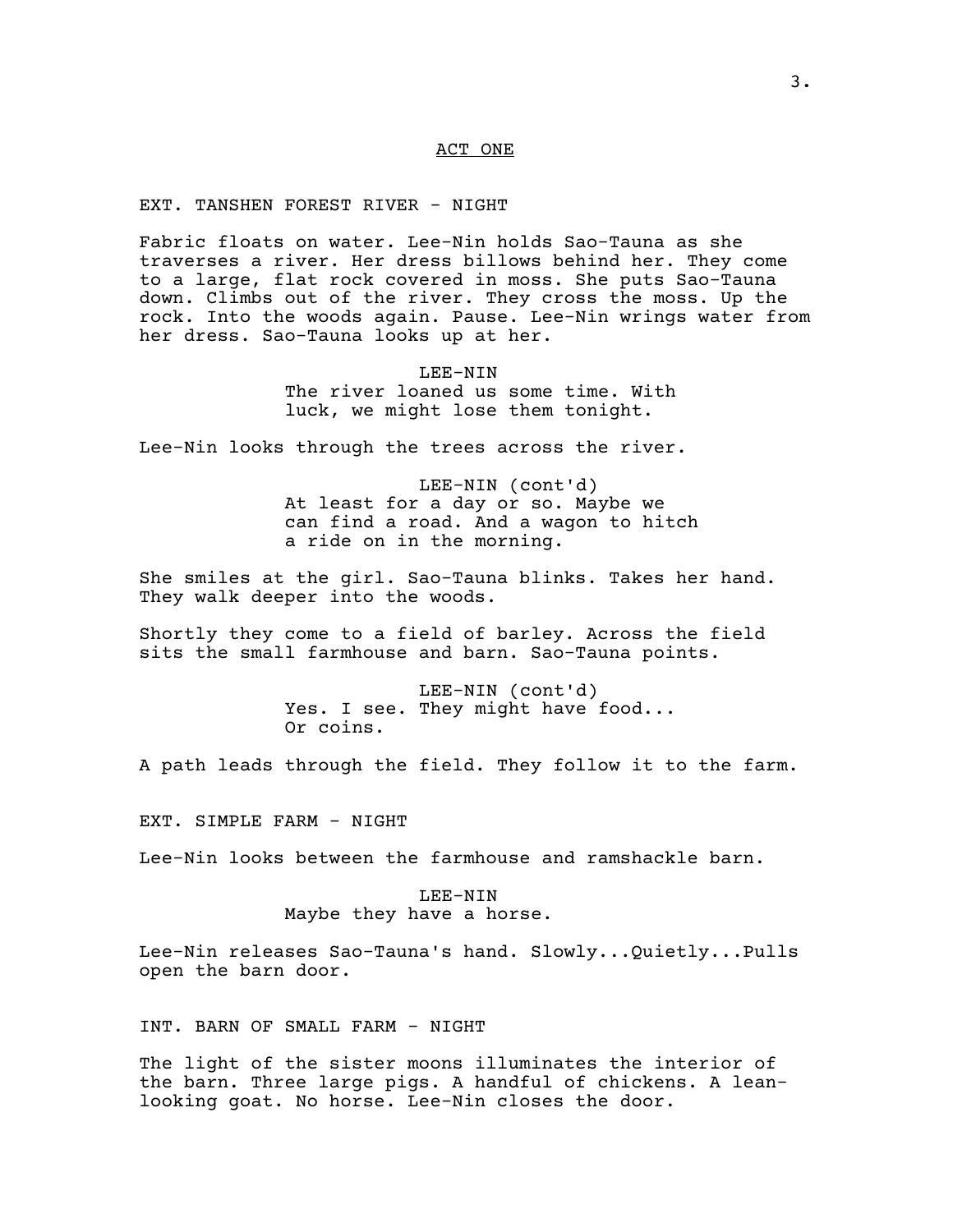## ACT ONE

EXT. TANSHEN FOREST RIVER - NIGHT

Fabric floats on water. Lee-Nin holds Sao-Tauna as she traverses a river. Her dress billows behind her. They come to a large, flat rock covered in moss. She puts Sao-Tauna down. Climbs out of the river. They cross the moss. Up the rock. Into the woods again. Pause. Lee-Nin wrings water from her dress. Sao-Tauna looks up at her.

LEE-NIN
The river loaned us some time. With luck, we might lose them tonight.

Lee-Nin looks through the trees across the river.

LEE-NIN (cont'd)
At least for a day or so. Maybe we can find a road. And a wagon to hitch a ride on in the morning.

She smiles at the girl. Sao-Tauna blinks. Takes her hand. They walk deeper into the woods.

Shortly they come to a field of barley. Across the field sits the small farmhouse and barn. Sao-Tauna points.

LEE-NIN (cont'd)
Yes. I see. They might have food... Or coins.

A path leads through the field. They follow it to the farm.

EXT. SIMPLE FARM - NIGHT

Lee-Nin looks between the farmhouse and ramshackle barn.

LEE-NIN
Maybe they have a horse.

Lee-Nin releases Sao-Tauna's hand. Slowly...Quietly...Pulls open the barn door.

INT. BARN OF SMALL FARM - NIGHT

The light of the sister moons illuminates the interior of the barn. Three large pigs. A handful of chickens. A lean-looking goat. No horse. Lee-Nin closes the door.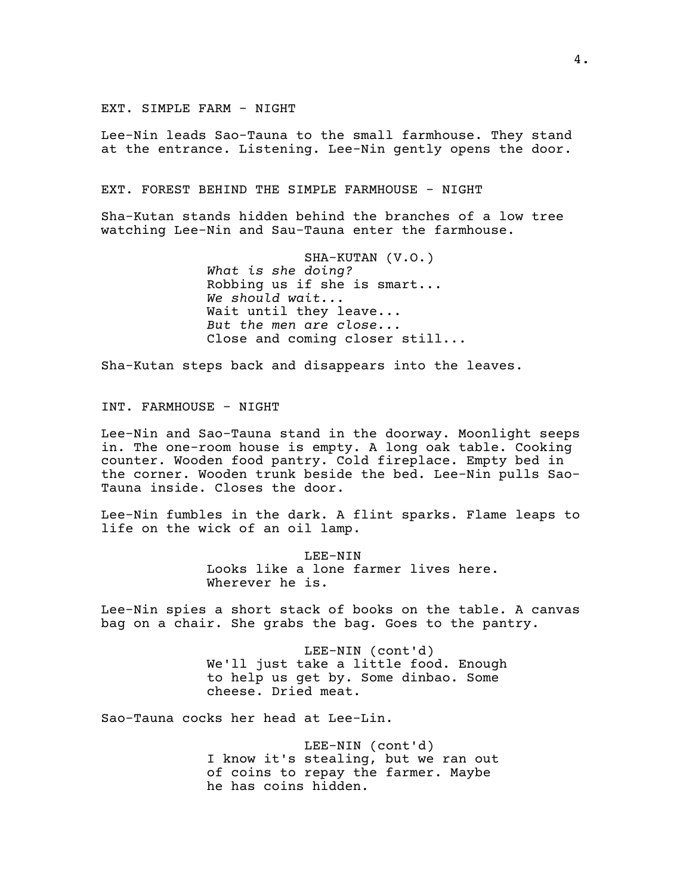EXT. SIMPLE FARM - NIGHT

Lee-Nin leads Sao-Tauna to the small farmhouse. They stand at the entrance. Listening. Lee-Nin gently opens the door.

EXT. FOREST BEHIND THE SIMPLE FARMHOUSE - NIGHT

Sha-Kutan stands hidden behind the branches of a low tree watching Lee-Nin and Sau-Tauna enter the farmhouse.

SHA-KUTAN (V.O.)
*What is she doing?*
Robbing us if she is smart...
*We should wait...*
Wait until they leave...
*But the men are close...*
Close and coming closer still...

Sha-Kutan steps back and disappears into the leaves.

INT. FARMHOUSE - NIGHT

Lee-Nin and Sao-Tauna stand in the doorway. Moonlight seeps in. The one-room house is empty. A long oak table. Cooking counter. Wooden food pantry. Cold fireplace. Empty bed in the corner. Wooden trunk beside the bed. Lee-Nin pulls Sao-Tauna inside. Closes the door.

Lee-Nin fumbles in the dark. A flint sparks. Flame leaps to life on the wick of an oil lamp.

LEE-NIN
Looks like a lone farmer lives here. Wherever he is.

Lee-Nin spies a short stack of books on the table. A canvas bag on a chair. She grabs the bag. Goes to the pantry.

LEE-NIN (cont'd)
We'll just take a little food. Enough to help us get by. Some dinbao. Some cheese. Dried meat.

Sao-Tauna cocks her head at Lee-Lin.

LEE-NIN (cont'd)
I know it's stealing, but we ran out of coins to repay the farmer. Maybe he has coins hidden.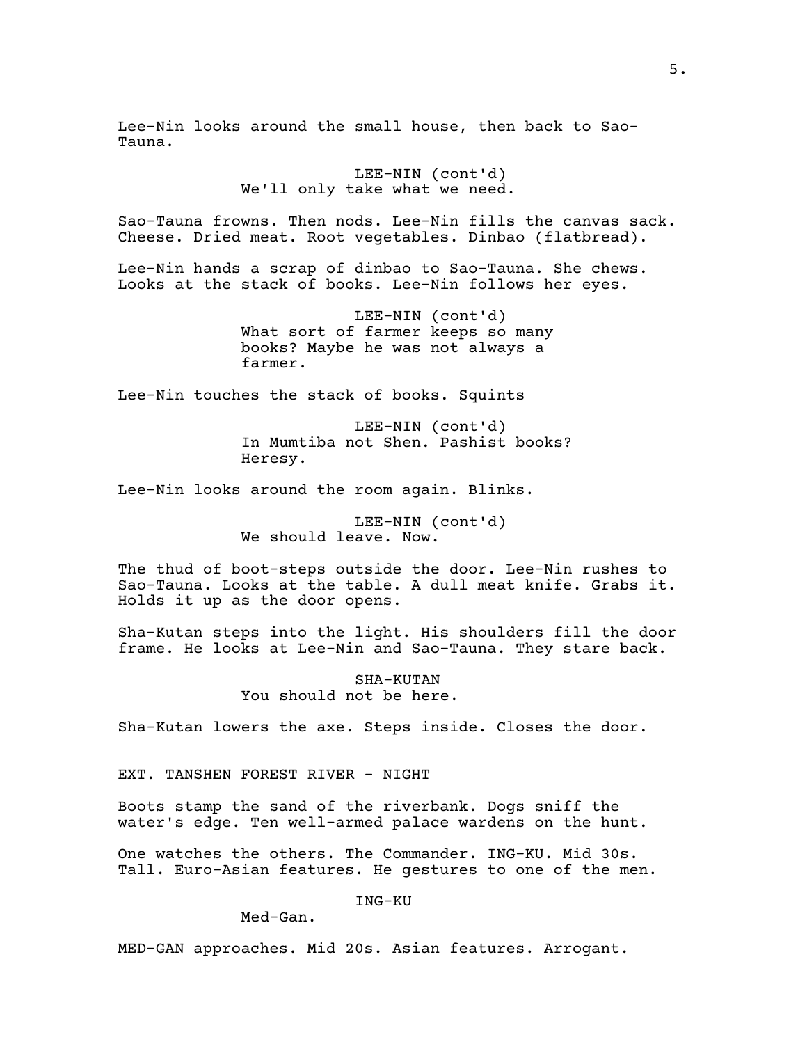Lee-Nin looks around the small house, then back to Sao-Tauna.

LEE-NIN (cont'd)
We'll only take what we need.

Sao-Tauna frowns. Then nods. Lee-Nin fills the canvas sack. Cheese. Dried meat. Root vegetables. Dinbao (flatbread).

Lee-Nin hands a scrap of dinbao to Sao-Tauna. She chews. Looks at the stack of books. Lee-Nin follows her eyes.

LEE-NIN (cont'd)
What sort of farmer keeps so many books? Maybe he was not always a farmer.

Lee-Nin touches the stack of books. Squints

LEE-NIN (cont'd)
In Mumtiba not Shen. Pashist books? Heresy.

Lee-Nin looks around the room again. Blinks.

LEE-NIN (cont'd)
We should leave. Now.

The thud of boot-steps outside the door. Lee-Nin rushes to Sao-Tauna. Looks at the table. A dull meat knife. Grabs it. Holds it up as the door opens.

Sha-Kutan steps into the light. His shoulders fill the door frame. He looks at Lee-Nin and Sao-Tauna. They stare back.

SHA-KUTAN
You should not be here.

Sha-Kutan lowers the axe. Steps inside. Closes the door.

EXT. TANSHEN FOREST RIVER - NIGHT

Boots stamp the sand of the riverbank. Dogs sniff the water's edge. Ten well-armed palace wardens on the hunt.

One watches the others. The Commander. ING-KU. Mid 30s. Tall. Euro-Asian features. He gestures to one of the men.

ING-KU
Med-Gan.

MED-GAN approaches. Mid 20s. Asian features. Arrogant.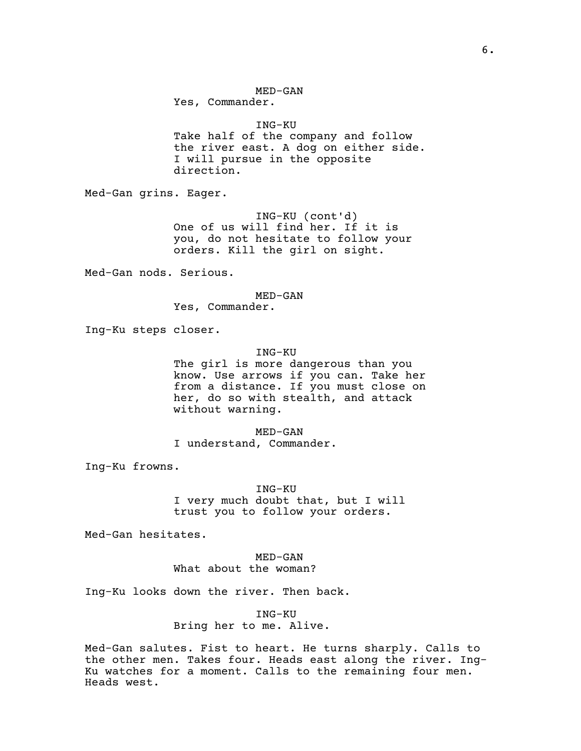MED-GAN
Yes, Commander.

ING-KU
Take half of the company and follow the river east. A dog on either side. I will pursue in the opposite direction.

Med-Gan grins. Eager.

ING-KU (cont'd)
One of us will find her. If it is you, do not hesitate to follow your orders. Kill the girl on sight.

Med-Gan nods. Serious.

MED-GAN
Yes, Commander.

Ing-Ku steps closer.

ING-KU
The girl is more dangerous than you know. Use arrows if you can. Take her from a distance. If you must close on her, do so with stealth, and attack without warning.

MED-GAN
I understand, Commander.

Ing-Ku frowns.

ING-KU
I very much doubt that, but I will trust you to follow your orders.

Med-Gan hesitates.

MED-GAN
What about the woman?

Ing-Ku looks down the river. Then back.

ING-KU
Bring her to me. Alive.

Med-Gan salutes. Fist to heart. He turns sharply. Calls to the other men. Takes four. Heads east along the river. Ing-Ku watches for a moment. Calls to the remaining four men. Heads west.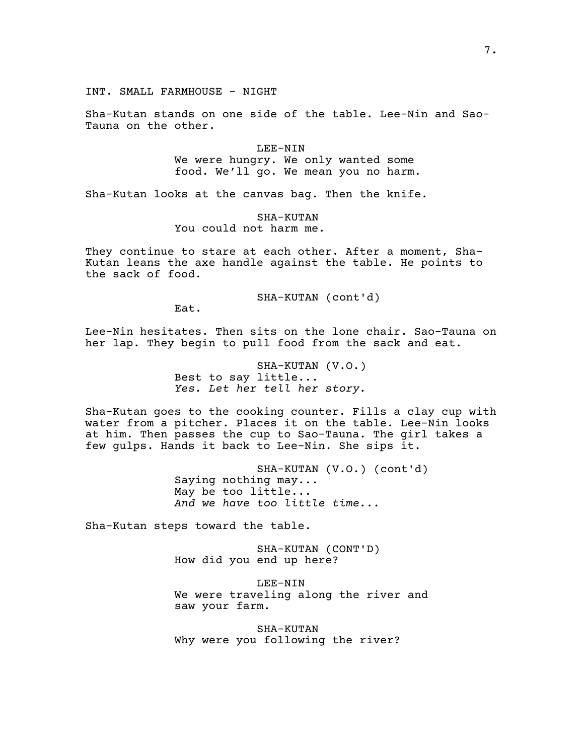INT. SMALL FARMHOUSE - NIGHT

Sha-Kutan stands on one side of the table. Lee-Nin and Sao-Tauna on the other.

LEE-NIN
We were hungry. We only wanted some food. We'll go. We mean you no harm.

Sha-Kutan looks at the canvas bag. Then the knife.

SHA-KUTAN
You could not harm me.

They continue to stare at each other. After a moment, Sha-Kutan leans the axe handle against the table. He points to the sack of food.

SHA-KUTAN (cont'd)
Eat.

Lee-Nin hesitates. Then sits on the lone chair. Sao-Tauna on her lap. They begin to pull food from the sack and eat.

SHA-KUTAN (V.O.)
Best to say little...
*Yes. Let her tell her story.*

Sha-Kutan goes to the cooking counter. Fills a clay cup with water from a pitcher. Places it on the table. Lee-Nin looks at him. Then passes the cup to Sao-Tauna. The girl takes a few gulps. Hands it back to Lee-Nin. She sips it.

SHA-KUTAN (V.O.) (cont'd)
Saying nothing may...
May be too little...
*And we have too little time...*

Sha-Kutan steps toward the table.

SHA-KUTAN (CONT'D)
How did you end up here?

LEE-NIN
We were traveling along the river and saw your farm.

SHA-KUTAN
Why were you following the river?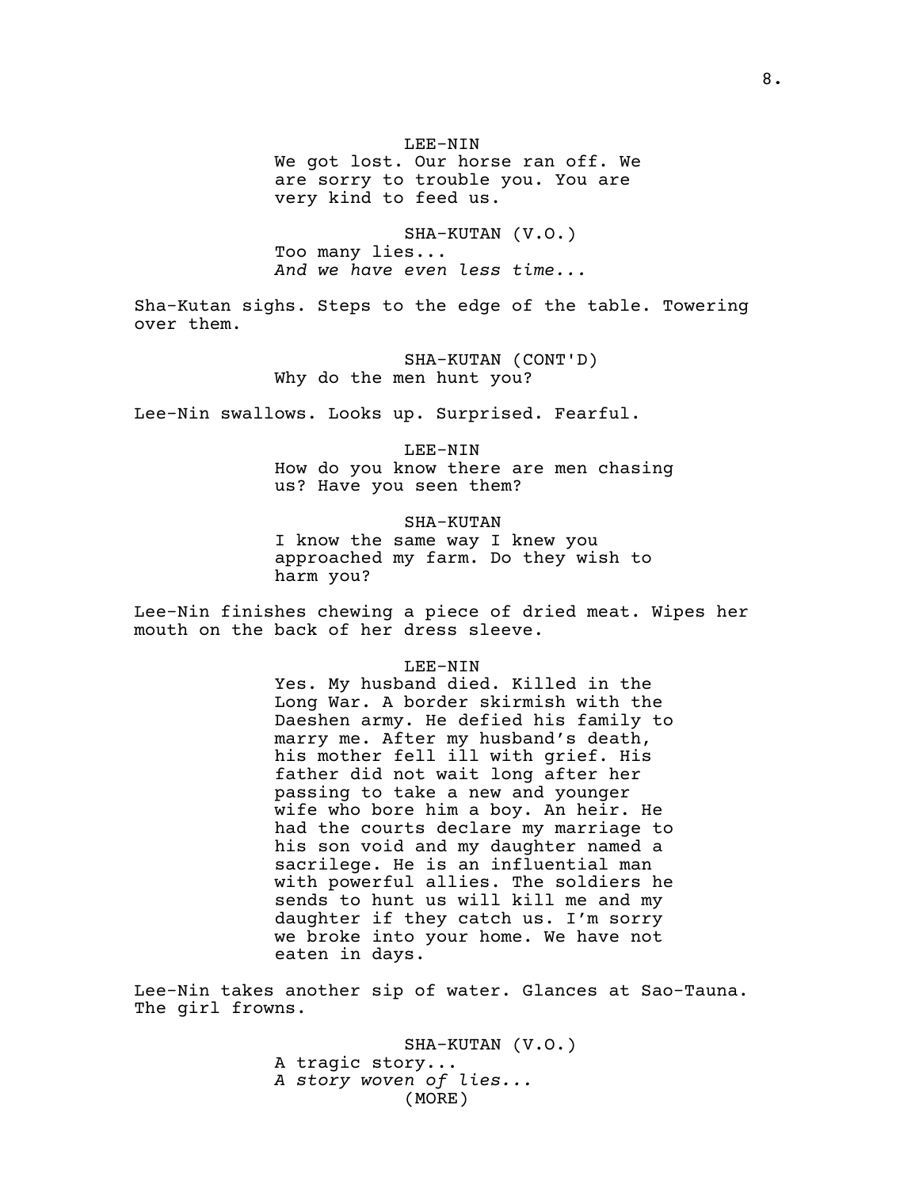LEE-NIN
We got lost. Our horse ran off. We are sorry to trouble you. You are very kind to feed us.

SHA-KUTAN (V.O.)
Too many lies...
*And we have even less time...*

Sha-Kutan sighs. Steps to the edge of the table. Towering over them.

SHA-KUTAN (CONT'D)
Why do the men hunt you?

Lee-Nin swallows. Looks up. Surprised. Fearful.

LEE-NIN
How do you know there are men chasing us? Have you seen them?

SHA-KUTAN
I know the same way I knew you approached my farm. Do they wish to harm you?

Lee-Nin finishes chewing a piece of dried meat. Wipes her mouth on the back of her dress sleeve.

LEE-NIN
Yes. My husband died. Killed in the Long War. A border skirmish with the Daeshen army. He defied his family to marry me. After my husband's death, his mother fell ill with grief. His father did not wait long after her passing to take a new and younger wife who bore him a boy. An heir. He had the courts declare my marriage to his son void and my daughter named a sacrilege. He is an influential man with powerful allies. The soldiers he sends to hunt us will kill me and my daughter if they catch us. I'm sorry we broke into your home. We have not eaten in days.

Lee-Nin takes another sip of water. Glances at Sao-Tauna. The girl frowns.

SHA-KUTAN (V.O.)
A tragic story...
*A story woven of lies...*
(MORE)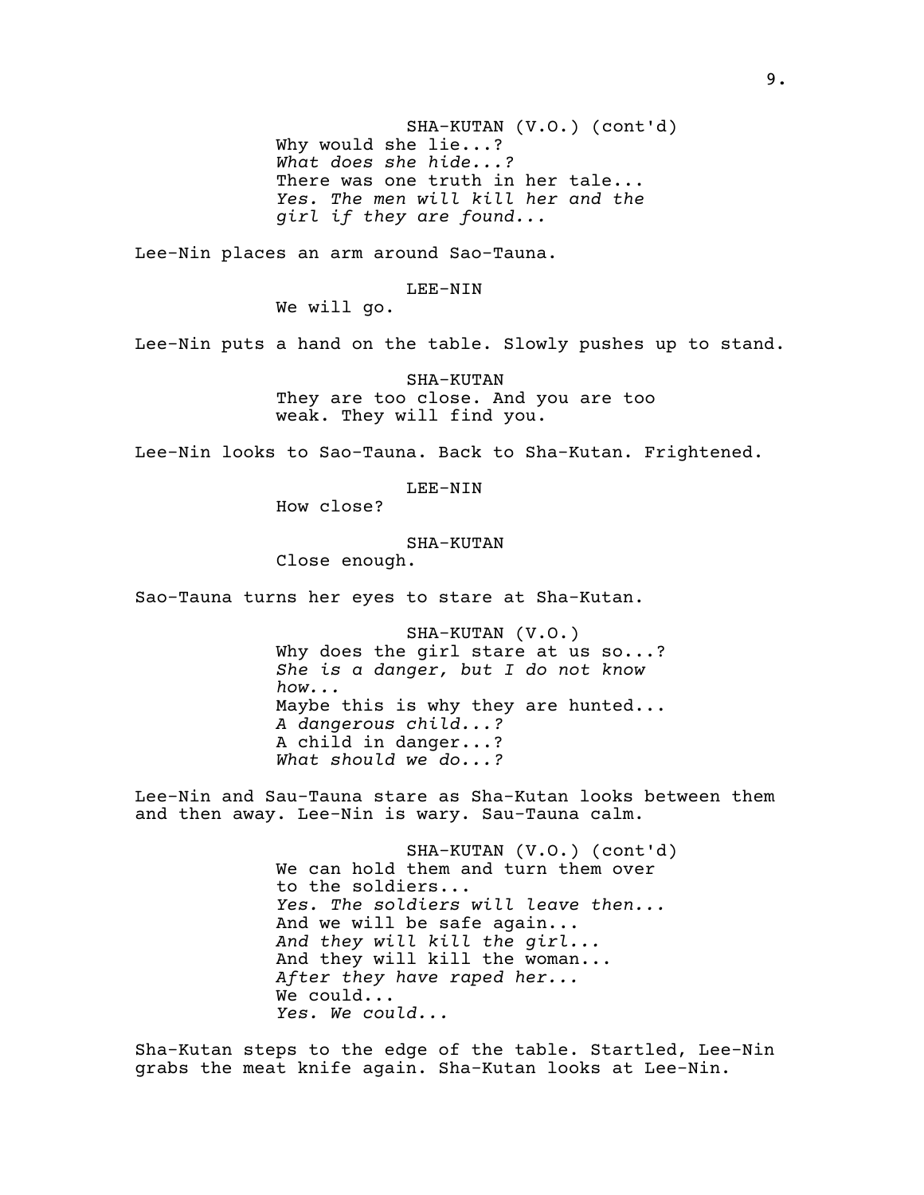SHA-KUTAN (V.O.) (cont'd)
Why would she lie...?
*What does she hide...?*
There was one truth in her tale...
*Yes. The men will kill her and the girl if they are found...*

Lee-Nin places an arm around Sao-Tauna.

LEE-NIN
We will go.

Lee-Nin puts a hand on the table. Slowly pushes up to stand.

SHA-KUTAN
They are too close. And you are too weak. They will find you.

Lee-Nin looks to Sao-Tauna. Back to Sha-Kutan. Frightened.

LEE-NIN
How close?

SHA-KUTAN
Close enough.

Sao-Tauna turns her eyes to stare at Sha-Kutan.

SHA-KUTAN (V.O.)
Why does the girl stare at us so...?
*She is a danger, but I do not know how...*
Maybe this is why they are hunted...
*A dangerous child...?*
A child in danger...?
*What should we do...?*

Lee-Nin and Sau-Tauna stare as Sha-Kutan looks between them and then away. Lee-Nin is wary. Sau-Tauna calm.

SHA-KUTAN (V.O.) (cont'd)
We can hold them and turn them over to the soldiers...
*Yes. The soldiers will leave then...*
And we will be safe again...
*And they will kill the girl...*
And they will kill the woman...
*After they have raped her...*
We could...
*Yes. We could...*

Sha-Kutan steps to the edge of the table. Startled, Lee-Nin grabs the meat knife again. Sha-Kutan looks at Lee-Nin.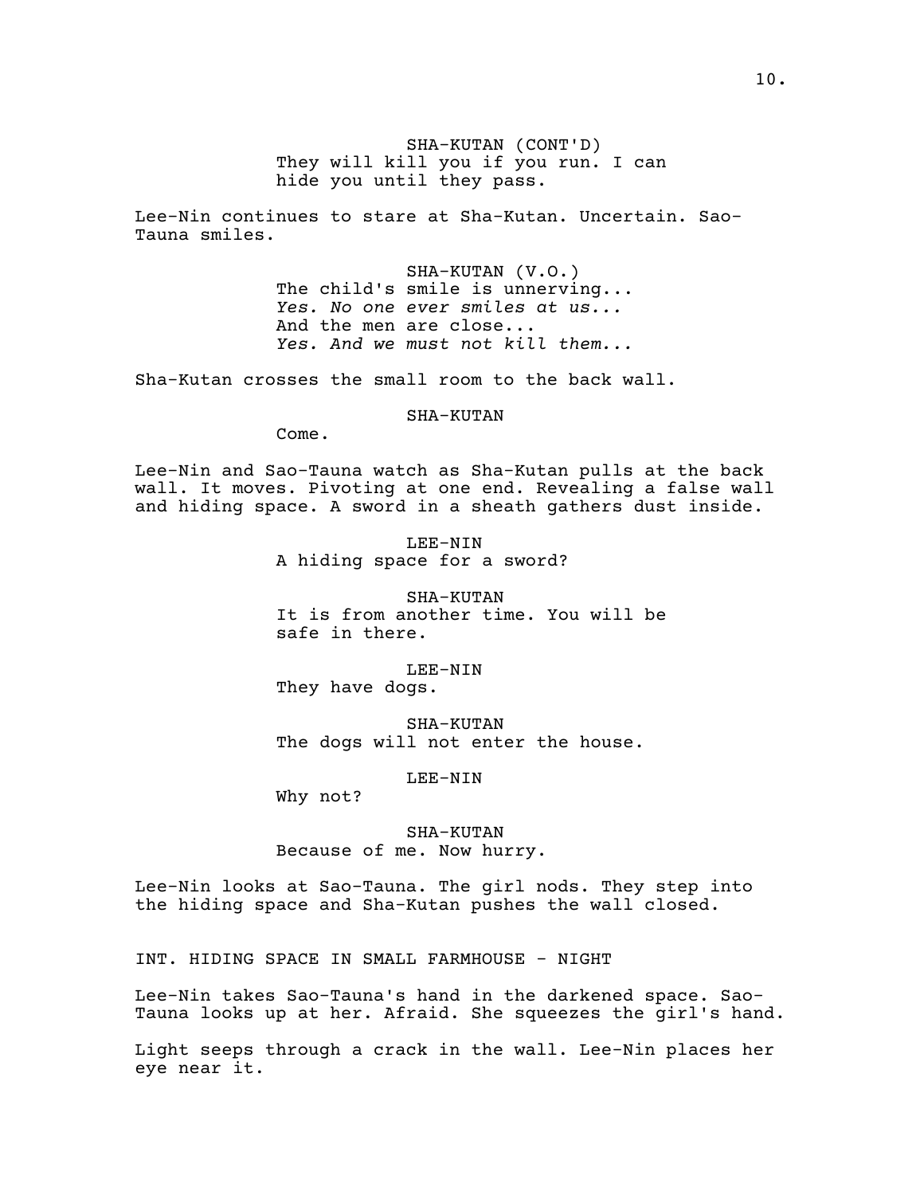SHA-KUTAN (CONT'D)
They will kill you if you run. I can hide you until they pass.

Lee-Nin continues to stare at Sha-Kutan. Uncertain. Sao-Tauna smiles.

SHA-KUTAN (V.O.)
The child's smile is unnerving...
*Yes. No one ever smiles at us...*
And the men are close...
*Yes. And we must not kill them...*

Sha-Kutan crosses the small room to the back wall.

SHA-KUTAN
Come.

Lee-Nin and Sao-Tauna watch as Sha-Kutan pulls at the back wall. It moves. Pivoting at one end. Revealing a false wall and hiding space. A sword in a sheath gathers dust inside.

LEE-NIN
A hiding space for a sword?

SHA-KUTAN
It is from another time. You will be safe in there.

LEE-NIN
They have dogs.

SHA-KUTAN
The dogs will not enter the house.

LEE-NIN
Why not?

SHA-KUTAN
Because of me. Now hurry.

Lee-Nin looks at Sao-Tauna. The girl nods. They step into the hiding space and Sha-Kutan pushes the wall closed.

INT. HIDING SPACE IN SMALL FARMHOUSE - NIGHT

Lee-Nin takes Sao-Tauna's hand in the darkened space. Sao-Tauna looks up at her. Afraid. She squeezes the girl's hand.

Light seeps through a crack in the wall. Lee-Nin places her eye near it.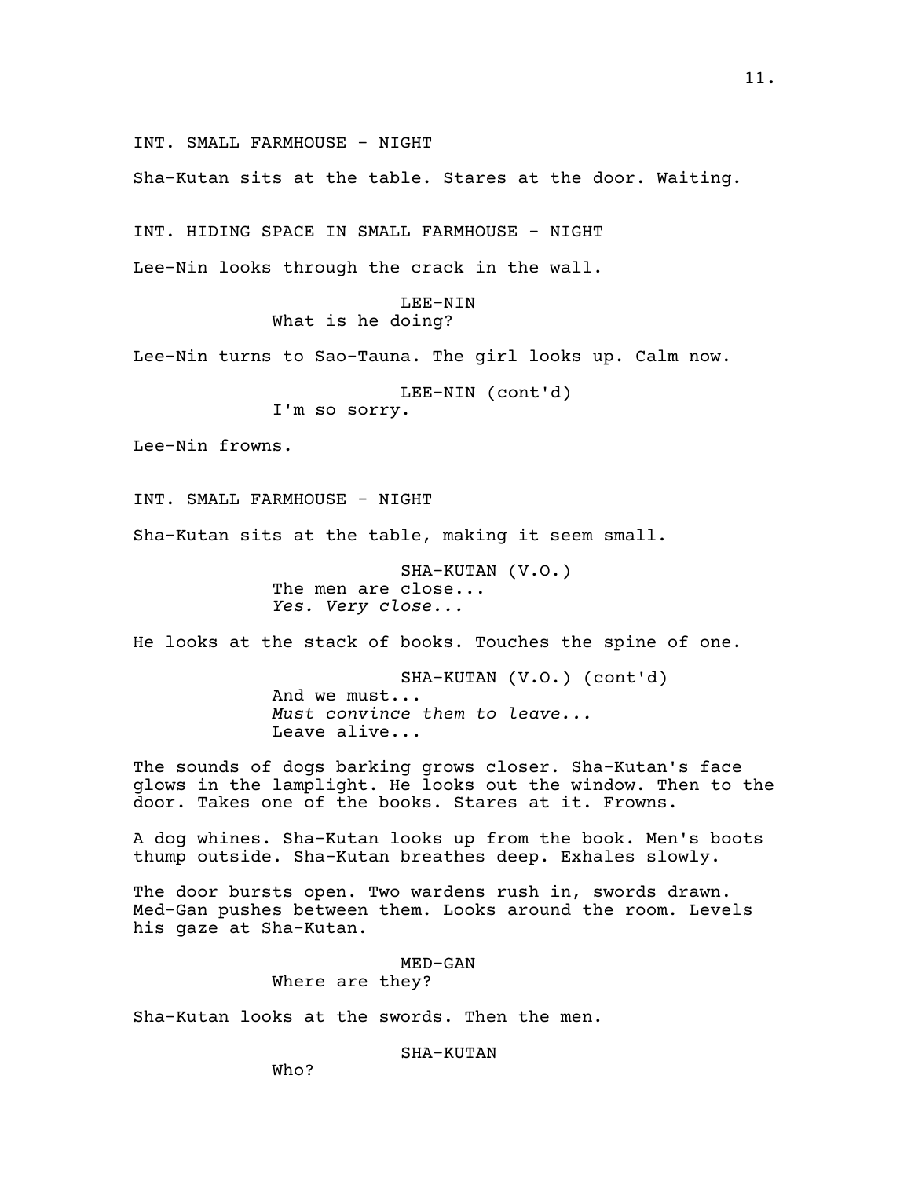INT. SMALL FARMHOUSE - NIGHT

Sha-Kutan sits at the table. Stares at the door. Waiting.

INT. HIDING SPACE IN SMALL FARMHOUSE - NIGHT

Lee-Nin looks through the crack in the wall.

LEE-NIN
What is he doing?

Lee-Nin turns to Sao-Tauna. The girl looks up. Calm now.

LEE-NIN (cont'd)
I'm so sorry.

Lee-Nin frowns.

INT. SMALL FARMHOUSE - NIGHT

Sha-Kutan sits at the table, making it seem small.

SHA-KUTAN (V.O.)
The men are close...
*Yes. Very close...*

He looks at the stack of books. Touches the spine of one.

SHA-KUTAN (V.O.) (cont'd)
And we must...
*Must convince them to leave...*
Leave alive...

The sounds of dogs barking grows closer. Sha-Kutan's face glows in the lamplight. He looks out the window. Then to the door. Takes one of the books. Stares at it. Frowns.

A dog whines. Sha-Kutan looks up from the book. Men's boots thump outside. Sha-Kutan breathes deep. Exhales slowly.

The door bursts open. Two wardens rush in, swords drawn. Med-Gan pushes between them. Looks around the room. Levels his gaze at Sha-Kutan.

MED-GAN
Where are they?

Sha-Kutan looks at the swords. Then the men.

SHA-KUTAN
Who?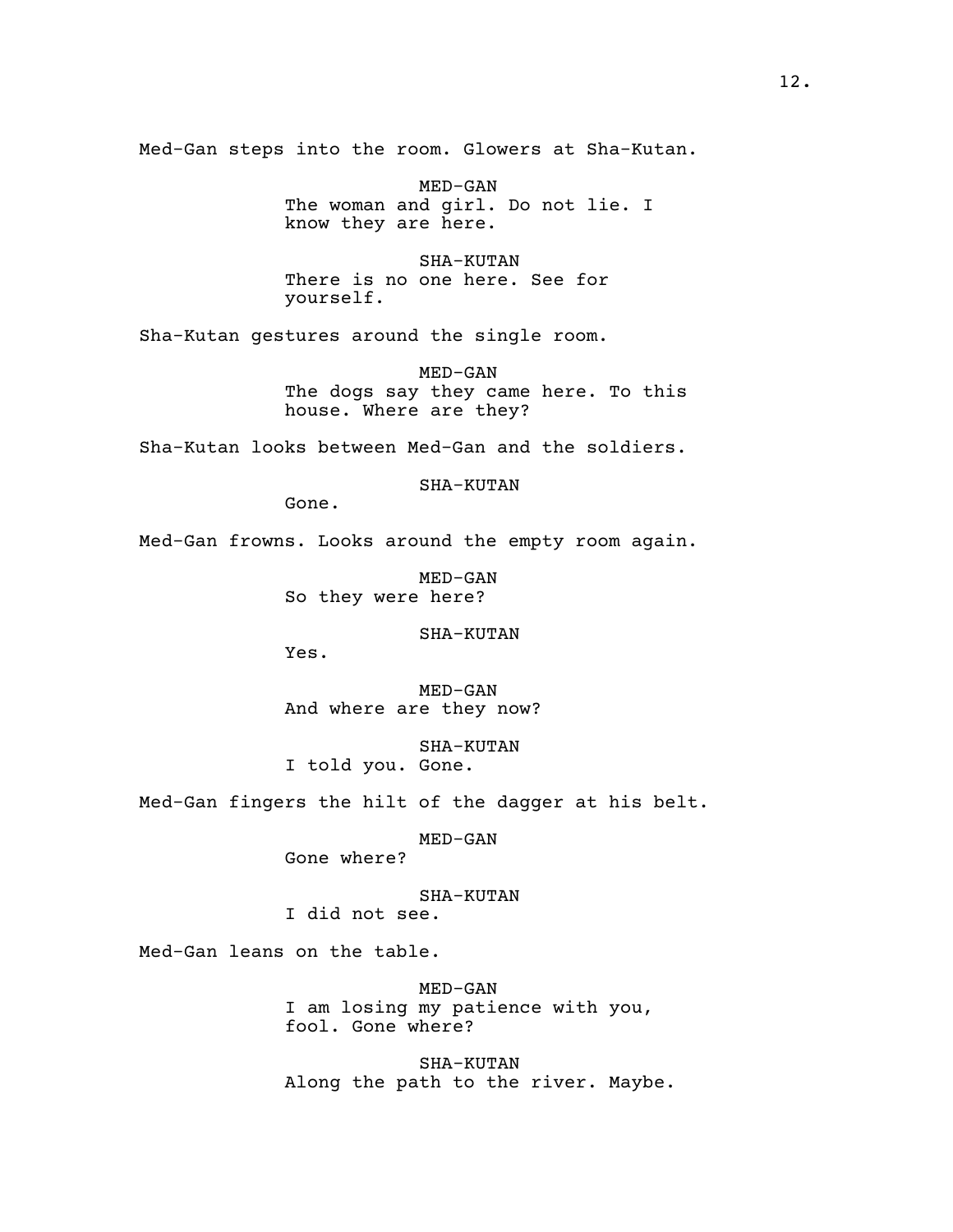Med-Gan steps into the room. Glowers at Sha-Kutan.

MED-GAN
The woman and girl. Do not lie. I know they are here.

SHA-KUTAN
There is no one here. See for yourself.

Sha-Kutan gestures around the single room.

MED-GAN
The dogs say they came here. To this house. Where are they?

Sha-Kutan looks between Med-Gan and the soldiers.

SHA-KUTAN
Gone.

Med-Gan frowns. Looks around the empty room again.

MED-GAN
So they were here?

SHA-KUTAN
Yes.

MED-GAN
And where are they now?

SHA-KUTAN
I told you. Gone.

Med-Gan fingers the hilt of the dagger at his belt.

MED-GAN
Gone where?

SHA-KUTAN
I did not see.

Med-Gan leans on the table.

MED-GAN
I am losing my patience with you, fool. Gone where?

SHA-KUTAN
Along the path to the river. Maybe.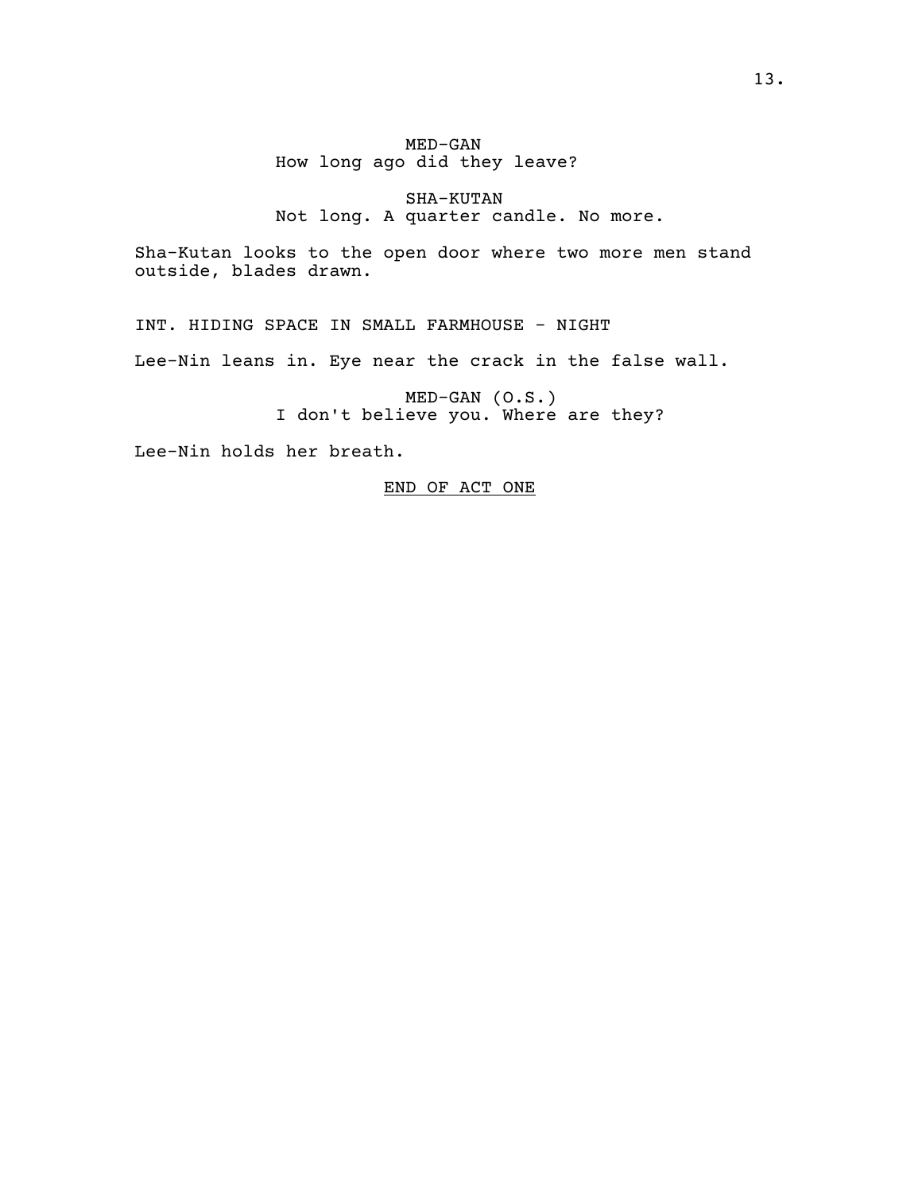MED-GAN
How long ago did they leave?

SHA-KUTAN
Not long. A quarter candle. No more.

Sha-Kutan looks to the open door where two more men stand outside, blades drawn.

INT. HIDING SPACE IN SMALL FARMHOUSE - NIGHT

Lee-Nin leans in. Eye near the crack in the false wall.

MED-GAN (O.S.)
I don't believe you. Where are they?

Lee-Nin holds her breath.

<u>END OF ACT ONE</u>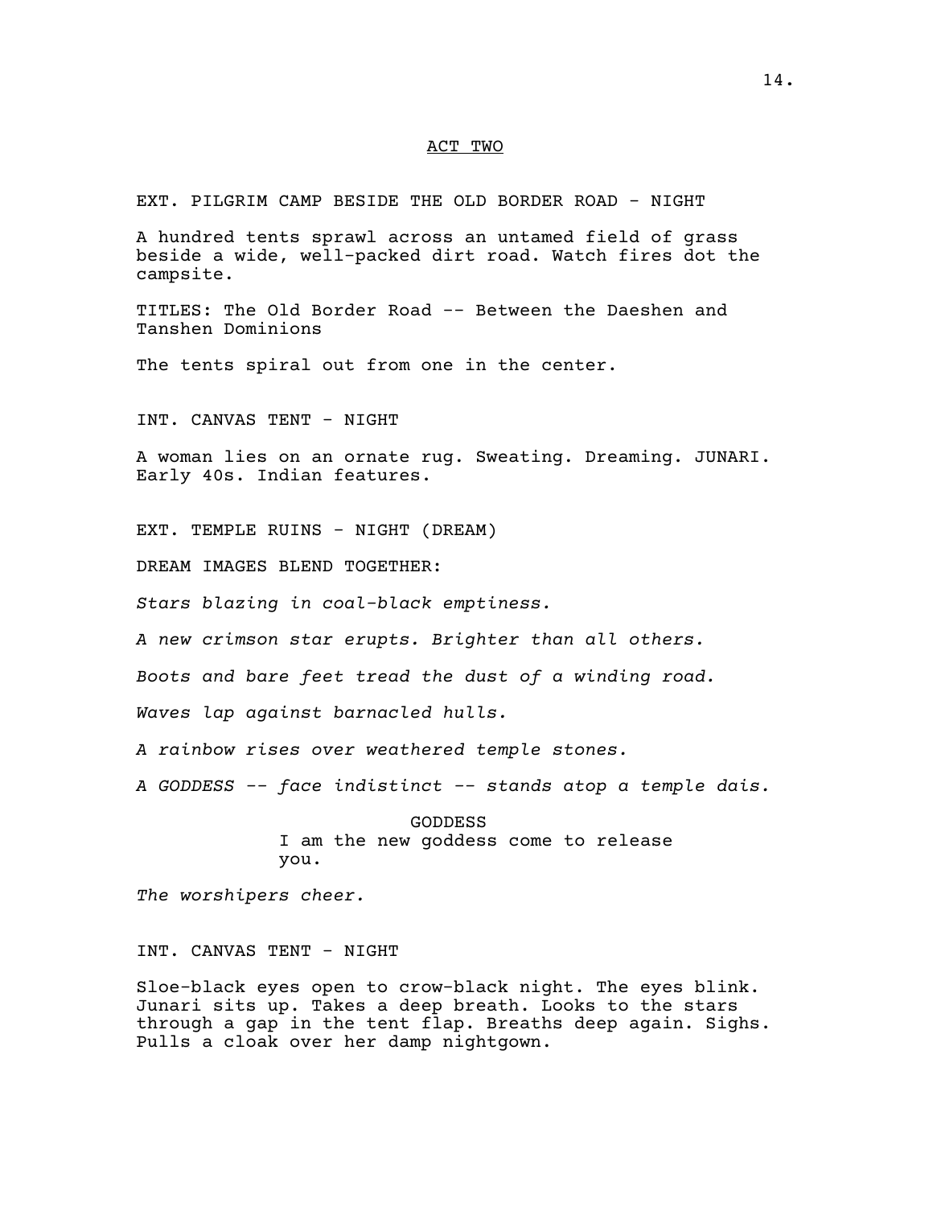ACT TWO

EXT. PILGRIM CAMP BESIDE THE OLD BORDER ROAD - NIGHT

A hundred tents sprawl across an untamed field of grass beside a wide, well-packed dirt road. Watch fires dot the campsite.

TITLES: The Old Border Road -- Between the Daeshen and Tanshen Dominions

The tents spiral out from one in the center.

INT. CANVAS TENT - NIGHT

A woman lies on an ornate rug. Sweating. Dreaming. JUNARI. Early 40s. Indian features.

EXT. TEMPLE RUINS - NIGHT (DREAM)

DREAM IMAGES BLEND TOGETHER:

*Stars blazing in coal-black emptiness.*

*A new crimson star erupts. Brighter than all others.*

*Boots and bare feet tread the dust of a winding road.*

*Waves lap against barnacled hulls.*

*A rainbow rises over weathered temple stones.*

*A GODDESS -- face indistinct -- stands atop a temple dais.*

GODDESS
I am the new goddess come to release you.

*The worshipers cheer.*

INT. CANVAS TENT - NIGHT

Sloe-black eyes open to crow-black night. The eyes blink. Junari sits up. Takes a deep breath. Looks to the stars through a gap in the tent flap. Breaths deep again. Sighs. Pulls a cloak over her damp nightgown.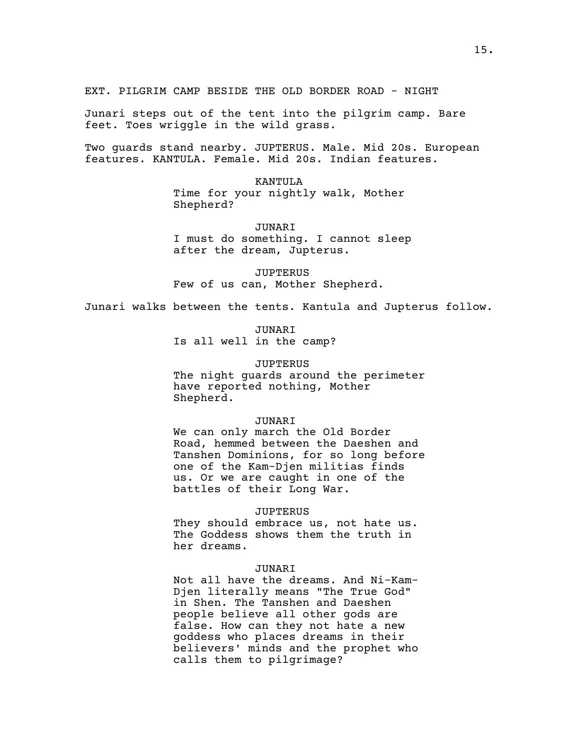EXT. PILGRIM CAMP BESIDE THE OLD BORDER ROAD - NIGHT

Junari steps out of the tent into the pilgrim camp. Bare feet. Toes wriggle in the wild grass.

Two guards stand nearby. JUPTERUS. Male. Mid 20s. European features. KANTULA. Female. Mid 20s. Indian features.

KANTULA
Time for your nightly walk, Mother Shepherd?

JUNARI
I must do something. I cannot sleep after the dream, Jupterus.

JUPTERUS
Few of us can, Mother Shepherd.

Junari walks between the tents. Kantula and Jupterus follow.

JUNARI
Is all well in the camp?

JUPTERUS
The night guards around the perimeter have reported nothing, Mother Shepherd.

JUNARI
We can only march the Old Border Road, hemmed between the Daeshen and Tanshen Dominions, for so long before one of the Kam-Djen militias finds us. Or we are caught in one of the battles of their Long War.

JUPTERUS
They should embrace us, not hate us. The Goddess shows them the truth in her dreams.

JUNARI
Not all have the dreams. And Ni-Kam-Djen literally means "The True God" in Shen. The Tanshen and Daeshen people believe all other gods are false. How can they not hate a new goddess who places dreams in their believers' minds and the prophet who calls them to pilgrimage?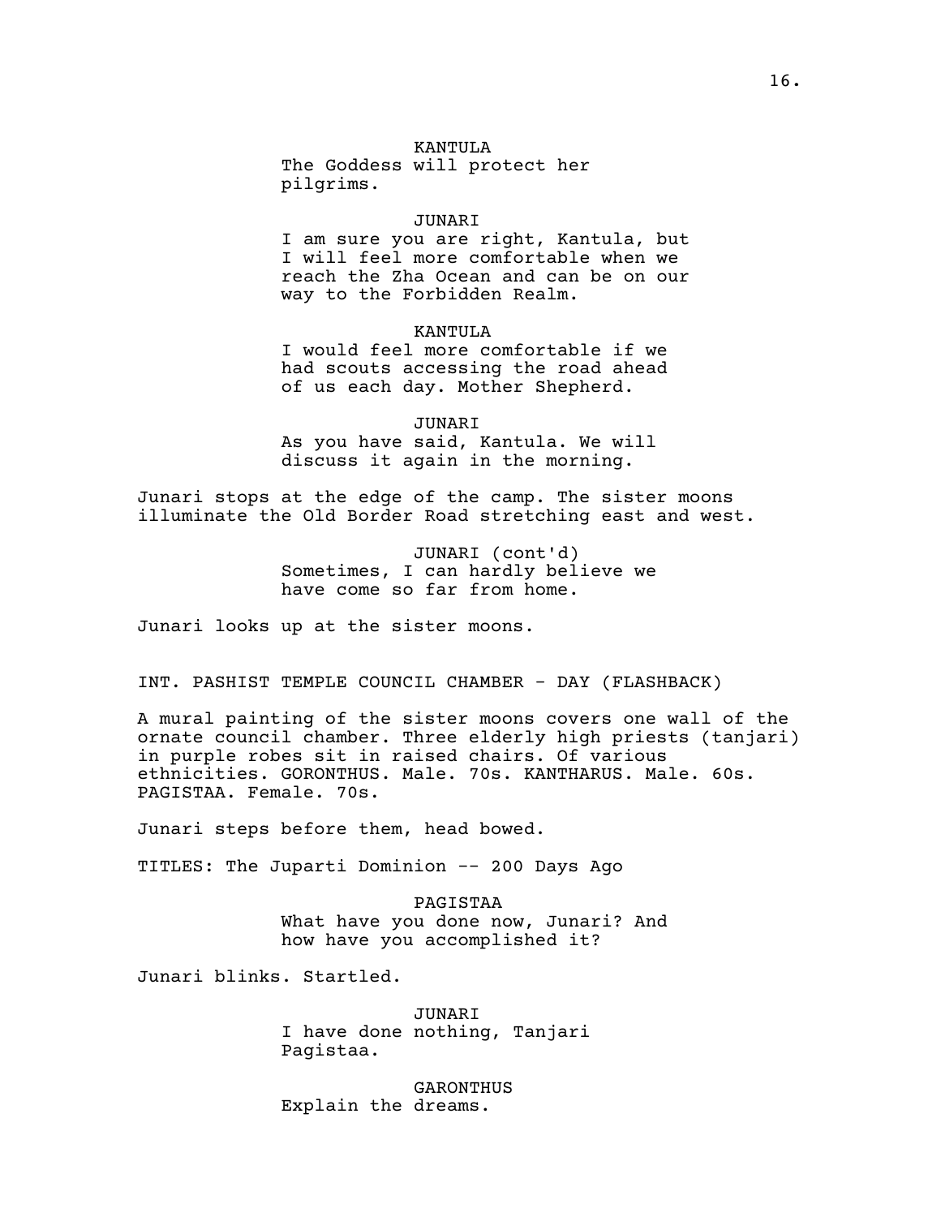KANTULA
The Goddess will protect her pilgrims.

JUNARI
I am sure you are right, Kantula, but I will feel more comfortable when we reach the Zha Ocean and can be on our way to the Forbidden Realm.

KANTULA
I would feel more comfortable if we had scouts accessing the road ahead of us each day. Mother Shepherd.

JUNARI
As you have said, Kantula. We will discuss it again in the morning.

Junari stops at the edge of the camp. The sister moons illuminate the Old Border Road stretching east and west.

JUNARI (cont'd)
Sometimes, I can hardly believe we have come so far from home.

Junari looks up at the sister moons.

INT. PASHIST TEMPLE COUNCIL CHAMBER - DAY (FLASHBACK)

A mural painting of the sister moons covers one wall of the ornate council chamber. Three elderly high priests (tanjari) in purple robes sit in raised chairs. Of various ethnicities. GORONTHUS. Male. 70s. KANTHARUS. Male. 60s. PAGISTAA. Female. 70s.

Junari steps before them, head bowed.

TITLES: The Juparti Dominion -- 200 Days Ago

PAGISTAA
What have you done now, Junari? And how have you accomplished it?

Junari blinks. Startled.

JUNARI
I have done nothing, Tanjari Pagistaa.

GARONTHUS
Explain the dreams.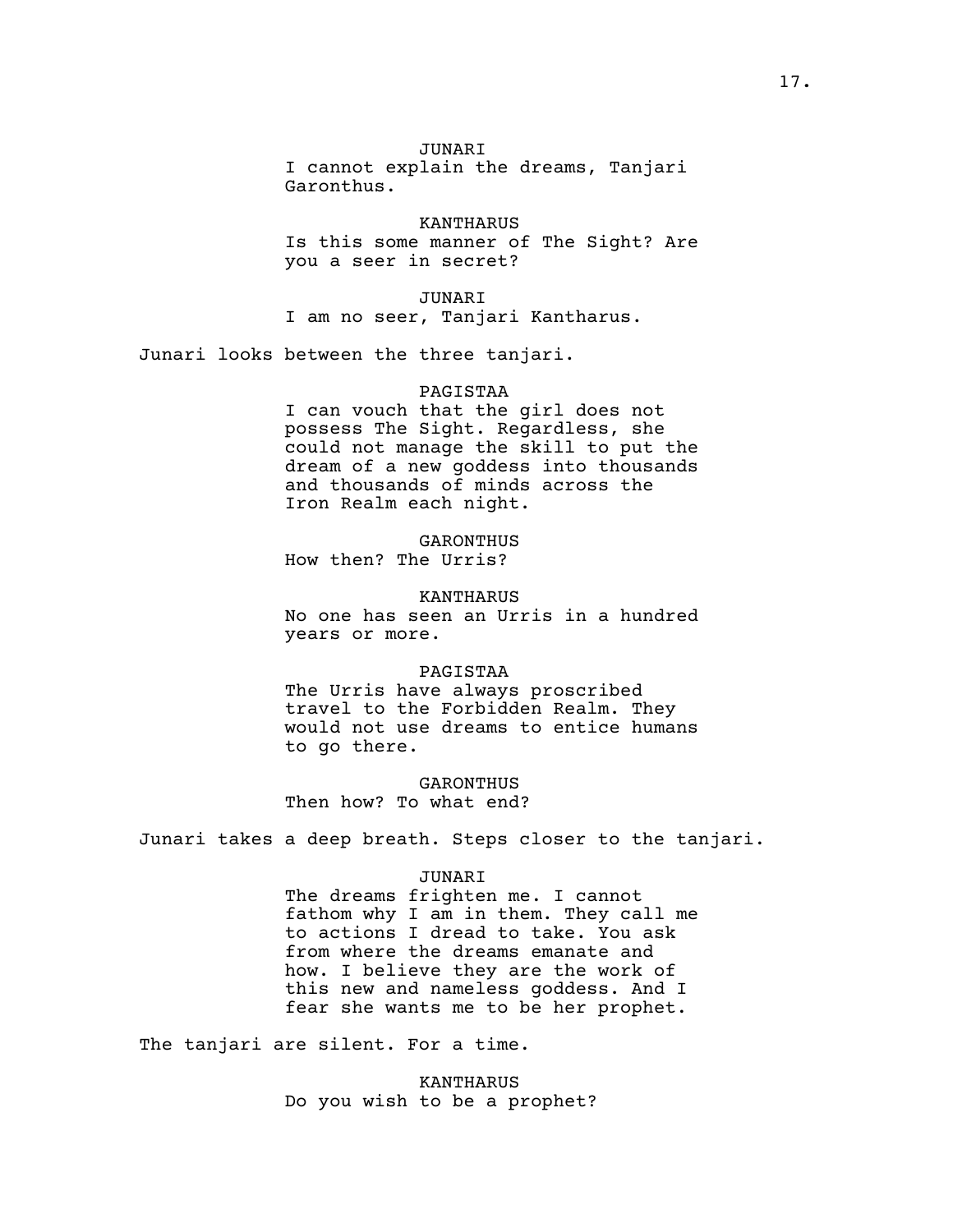JUNARI
I cannot explain the dreams, Tanjari Garonthus.

KANTHARUS
Is this some manner of The Sight? Are you a seer in secret?

JUNARI
I am no seer, Tanjari Kantharus.

Junari looks between the three tanjari.

PAGISTAA
I can vouch that the girl does not possess The Sight. Regardless, she could not manage the skill to put the dream of a new goddess into thousands and thousands of minds across the Iron Realm each night.

GARONTHUS
How then? The Urris?

KANTHARUS
No one has seen an Urris in a hundred years or more.

PAGISTAA
The Urris have always proscribed travel to the Forbidden Realm. They would not use dreams to entice humans to go there.

GARONTHUS
Then how? To what end?

Junari takes a deep breath. Steps closer to the tanjari.

JUNARI
The dreams frighten me. I cannot fathom why I am in them. They call me to actions I dread to take. You ask from where the dreams emanate and how. I believe they are the work of this new and nameless goddess. And I fear she wants me to be her prophet.

The tanjari are silent. For a time.

KANTHARUS
Do you wish to be a prophet?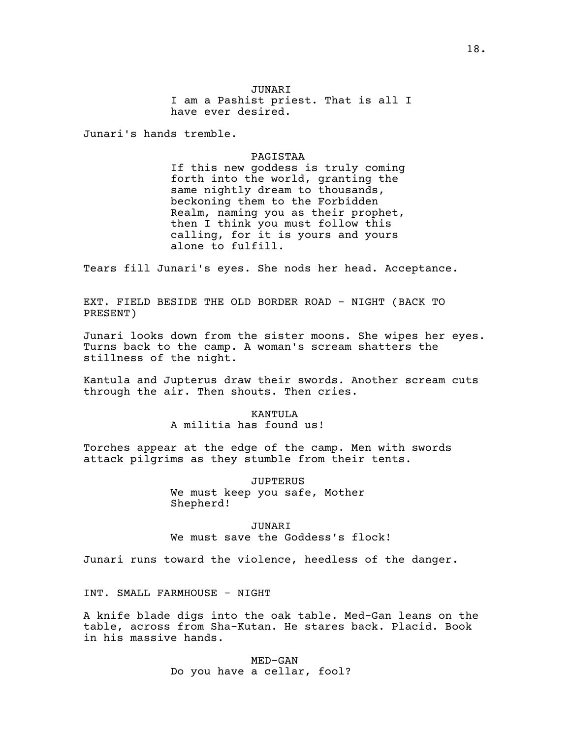JUNARI
I am a Pashist priest. That is all I have ever desired.

Junari's hands tremble.

PAGISTAA
If this new goddess is truly coming forth into the world, granting the same nightly dream to thousands, beckoning them to the Forbidden Realm, naming you as their prophet, then I think you must follow this calling, for it is yours and yours alone to fulfill.

Tears fill Junari's eyes. She nods her head. Acceptance.

EXT. FIELD BESIDE THE OLD BORDER ROAD - NIGHT (BACK TO PRESENT)

Junari looks down from the sister moons. She wipes her eyes. Turns back to the camp. A woman's scream shatters the stillness of the night.

Kantula and Jupterus draw their swords. Another scream cuts through the air. Then shouts. Then cries.

KANTULA
A militia has found us!

Torches appear at the edge of the camp. Men with swords attack pilgrims as they stumble from their tents.

JUPTERUS
We must keep you safe, Mother Shepherd!

JUNARI
We must save the Goddess's flock!

Junari runs toward the violence, heedless of the danger.

INT. SMALL FARMHOUSE - NIGHT

A knife blade digs into the oak table. Med-Gan leans on the table, across from Sha-Kutan. He stares back. Placid. Book in his massive hands.

MED-GAN
Do you have a cellar, fool?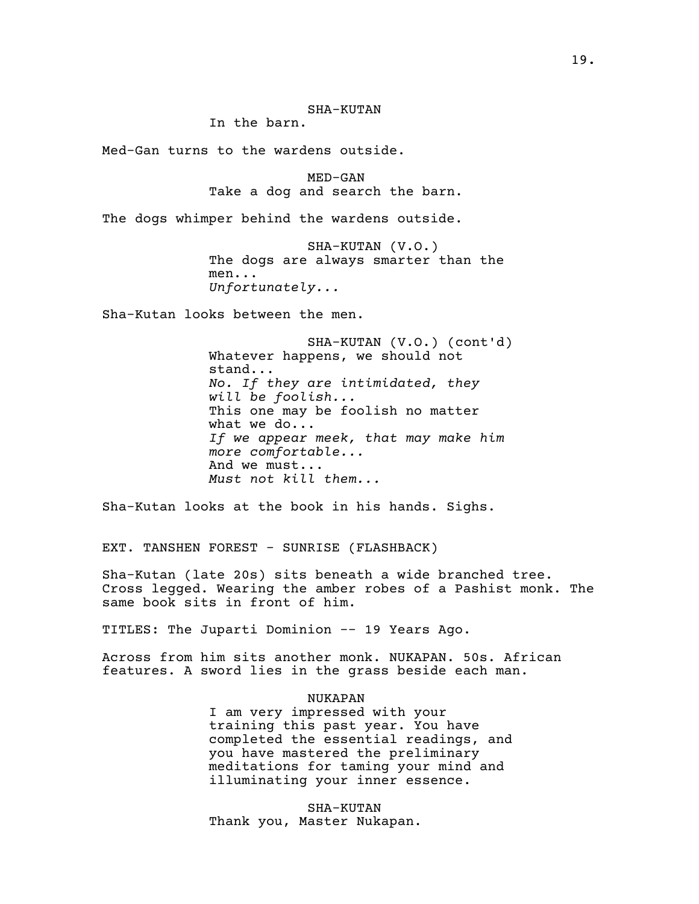SHA-KUTAN
In the barn.

Med-Gan turns to the wardens outside.

MED-GAN
Take a dog and search the barn.

The dogs whimper behind the wardens outside.

SHA-KUTAN (V.O.)
The dogs are always smarter than the men...
*Unfortunately...*

Sha-Kutan looks between the men.

SHA-KUTAN (V.O.) (cont'd)
Whatever happens, we should not stand...
*No. If they are intimidated, they will be foolish...*
This one may be foolish no matter what we do...
*If we appear meek, that may make him more comfortable...*
And we must...
*Must not kill them...*

Sha-Kutan looks at the book in his hands. Sighs.

EXT. TANSHEN FOREST - SUNRISE (FLASHBACK)

Sha-Kutan (late 20s) sits beneath a wide branched tree. Cross legged. Wearing the amber robes of a Pashist monk. The same book sits in front of him.

TITLES: The Juparti Dominion -- 19 Years Ago.

Across from him sits another monk. NUKAPAN. 50s. African features. A sword lies in the grass beside each man.

NUKAPAN
I am very impressed with your training this past year. You have completed the essential readings, and you have mastered the preliminary meditations for taming your mind and illuminating your inner essence.

SHA-KUTAN
Thank you, Master Nukapan.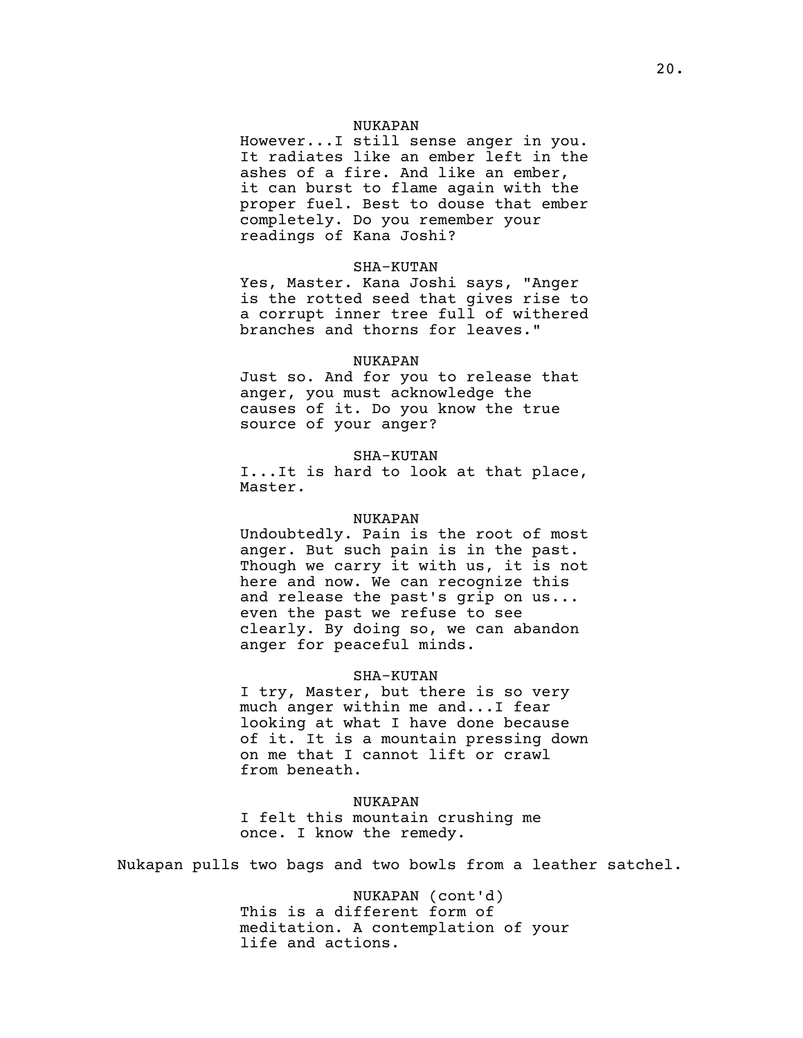NUKAPAN
However...I still sense anger in you. It radiates like an ember left in the ashes of a fire. And like an ember, it can burst to flame again with the proper fuel. Best to douse that ember completely. Do you remember your readings of Kana Joshi?

SHA-KUTAN
Yes, Master. Kana Joshi says, "Anger is the rotted seed that gives rise to a corrupt inner tree full of withered branches and thorns for leaves."

NUKAPAN
Just so. And for you to release that anger, you must acknowledge the causes of it. Do you know the true source of your anger?

SHA-KUTAN
I...It is hard to look at that place, Master.

NUKAPAN
Undoubtedly. Pain is the root of most anger. But such pain is in the past. Though we carry it with us, it is not here and now. We can recognize this and release the past's grip on us... even the past we refuse to see clearly. By doing so, we can abandon anger for peaceful minds.

SHA-KUTAN
I try, Master, but there is so very much anger within me and...I fear looking at what I have done because of it. It is a mountain pressing down on me that I cannot lift or crawl from beneath.

NUKAPAN
I felt this mountain crushing me once. I know the remedy.

Nukapan pulls two bags and two bowls from a leather satchel.

NUKAPAN (cont'd)
This is a different form of meditation. A contemplation of your life and actions.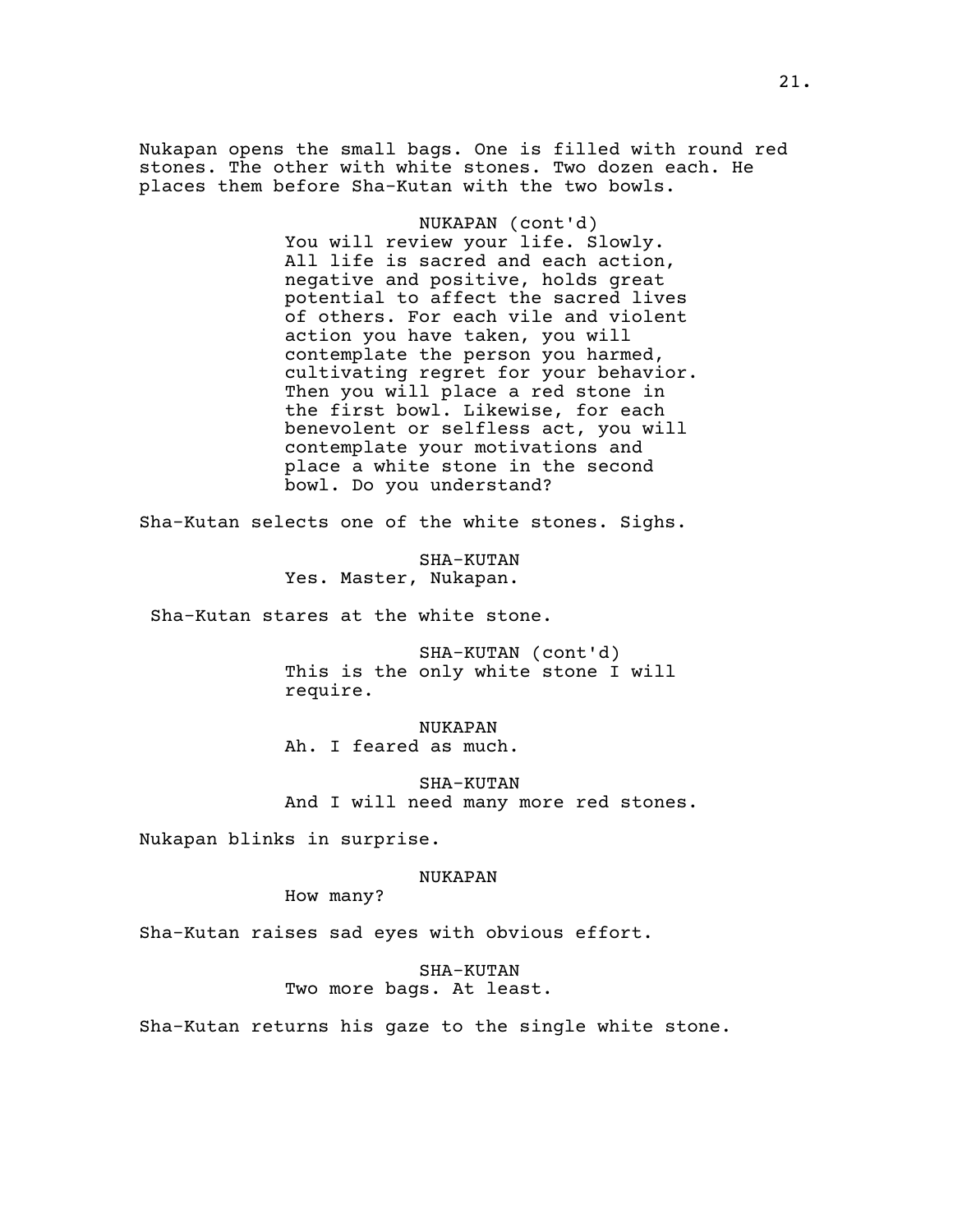Nukapan opens the small bags. One is filled with round red stones. The other with white stones. Two dozen each. He places them before Sha-Kutan with the two bowls.

NUKAPAN (cont'd)
You will review your life. Slowly. All life is sacred and each action, negative and positive, holds great potential to affect the sacred lives of others. For each vile and violent action you have taken, you will contemplate the person you harmed, cultivating regret for your behavior. Then you will place a red stone in the first bowl. Likewise, for each benevolent or selfless act, you will contemplate your motivations and place a white stone in the second bowl. Do you understand?

Sha-Kutan selects one of the white stones. Sighs.

SHA-KUTAN
Yes. Master, Nukapan.

Sha-Kutan stares at the white stone.

SHA-KUTAN (cont'd)
This is the only white stone I will require.

NUKAPAN
Ah. I feared as much.

SHA-KUTAN
And I will need many more red stones.

Nukapan blinks in surprise.

NUKAPAN
How many?

Sha-Kutan raises sad eyes with obvious effort.

SHA-KUTAN
Two more bags. At least.

Sha-Kutan returns his gaze to the single white stone.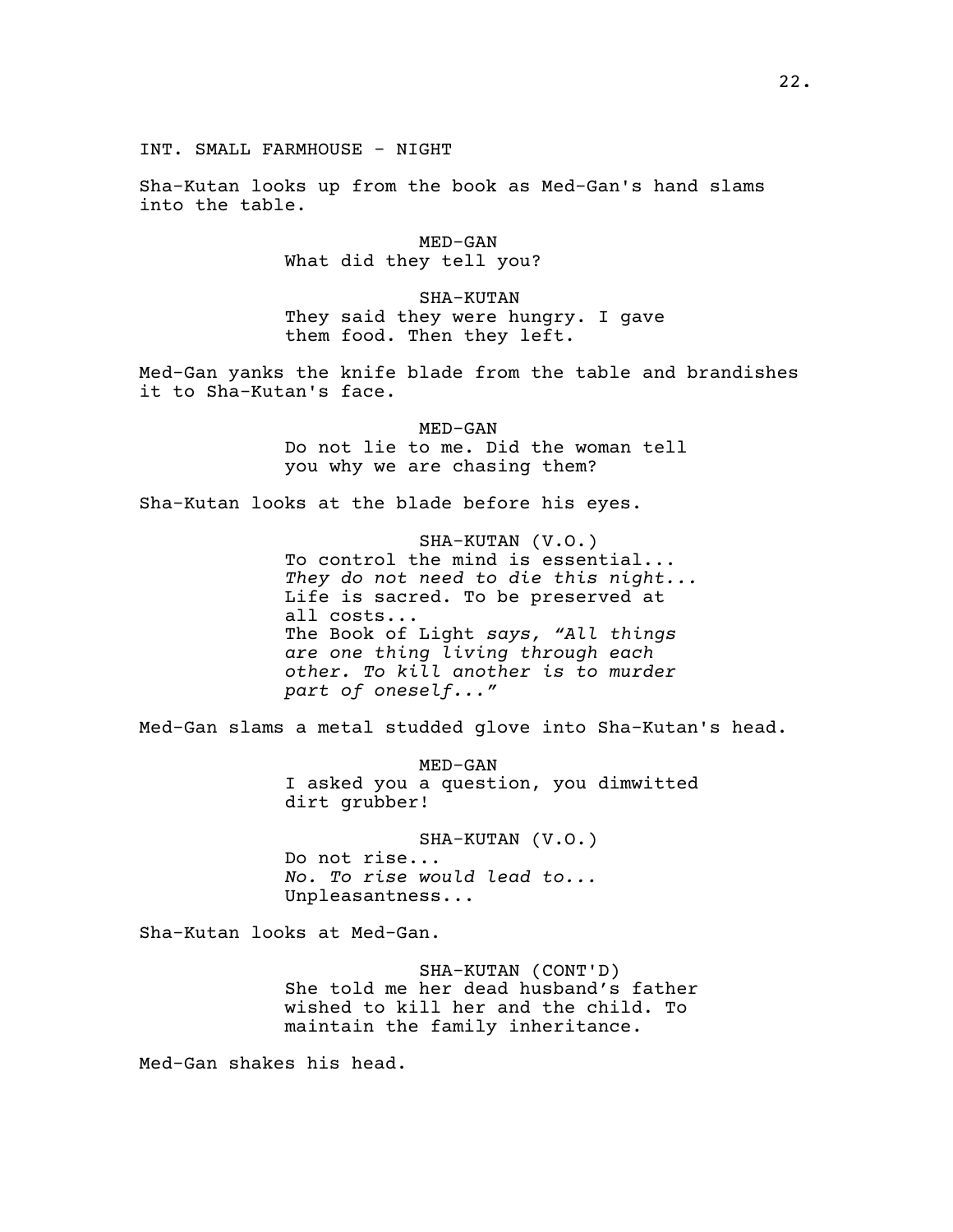INT. SMALL FARMHOUSE - NIGHT

Sha-Kutan looks up from the book as Med-Gan's hand slams into the table.

MED-GAN
What did they tell you?

SHA-KUTAN
They said they were hungry. I gave them food. Then they left.

Med-Gan yanks the knife blade from the table and brandishes it to Sha-Kutan's face.

MED-GAN
Do not lie to me. Did the woman tell you why we are chasing them?

Sha-Kutan looks at the blade before his eyes.

SHA-KUTAN (V.O.)
To control the mind is essential...
*They do not need to die this night...*
Life is sacred. To be preserved at all costs...
The Book of Light *says, "All things are one thing living through each other. To kill another is to murder part of oneself..."*

Med-Gan slams a metal studded glove into Sha-Kutan's head.

MED-GAN
I asked you a question, you dimwitted dirt grubber!

SHA-KUTAN (V.O.)
Do not rise...
*No. To rise would lead to...*
Unpleasantness...

Sha-Kutan looks at Med-Gan.

SHA-KUTAN (CONT'D)
She told me her dead husband's father wished to kill her and the child. To maintain the family inheritance.

Med-Gan shakes his head.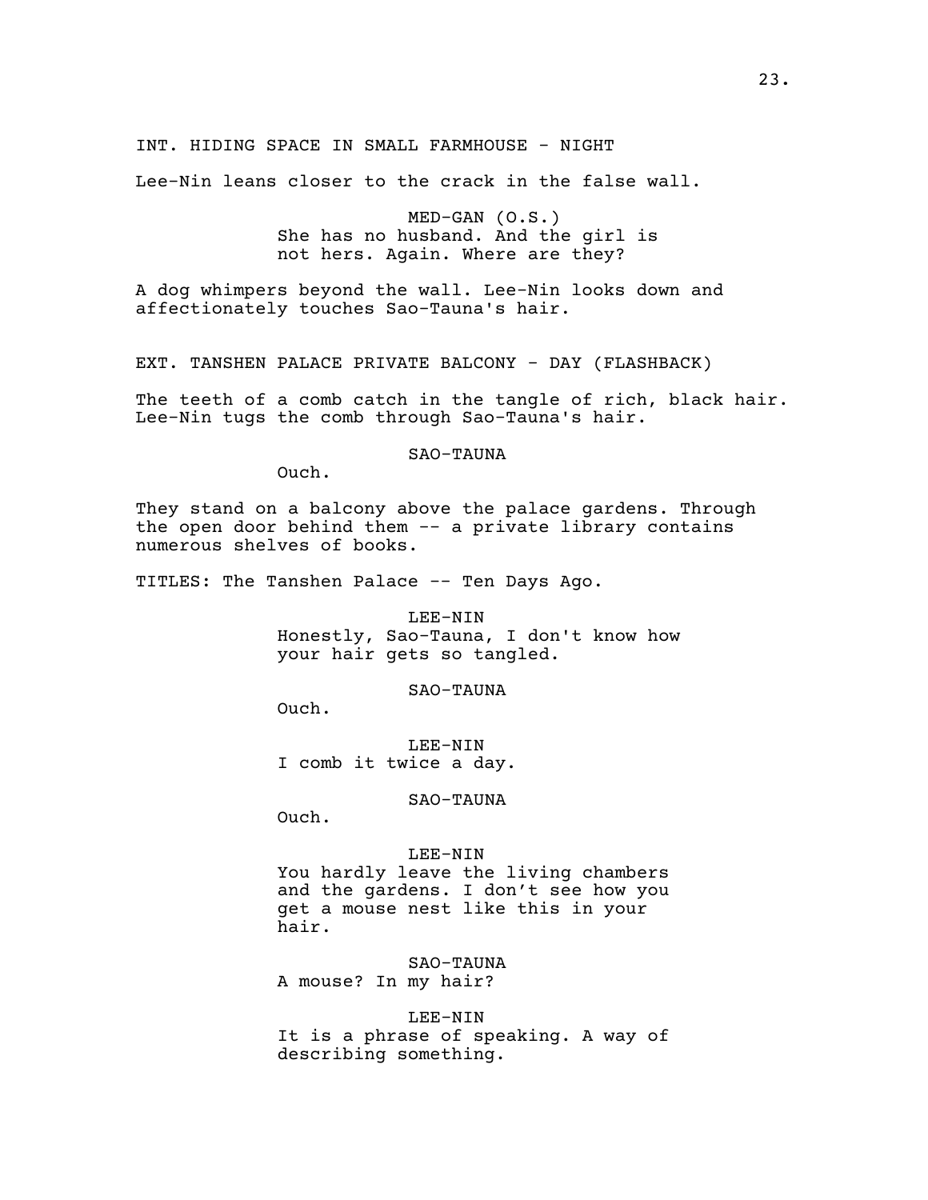INT. HIDING SPACE IN SMALL FARMHOUSE - NIGHT

Lee-Nin leans closer to the crack in the false wall.

MED-GAN (O.S.)
She has no husband. And the girl is not hers. Again. Where are they?

A dog whimpers beyond the wall. Lee-Nin looks down and affectionately touches Sao-Tauna's hair.

EXT. TANSHEN PALACE PRIVATE BALCONY - DAY (FLASHBACK)

The teeth of a comb catch in the tangle of rich, black hair. Lee-Nin tugs the comb through Sao-Tauna's hair.

SAO-TAUNA
Ouch.

They stand on a balcony above the palace gardens. Through the open door behind them -- a private library contains numerous shelves of books.

TITLES: The Tanshen Palace -- Ten Days Ago.

LEE-NIN
Honestly, Sao-Tauna, I don't know how your hair gets so tangled.

SAO-TAUNA
Ouch.

LEE-NIN
I comb it twice a day.

SAO-TAUNA
Ouch.

LEE-NIN
You hardly leave the living chambers and the gardens. I don't see how you get a mouse nest like this in your hair.

SAO-TAUNA
A mouse? In my hair?

LEE-NIN
It is a phrase of speaking. A way of describing something.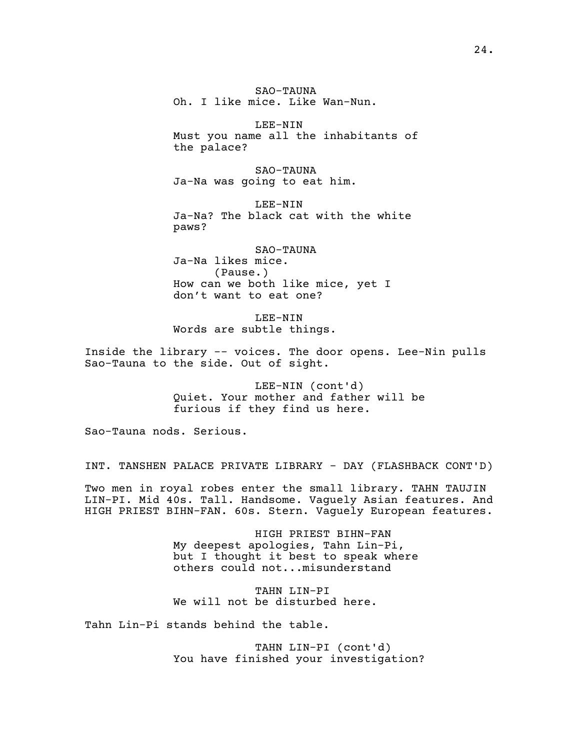SAO-TAUNA
Oh. I like mice. Like Wan-Nun.

LEE-NIN
Must you name all the inhabitants of the palace?

SAO-TAUNA
Ja-Na was going to eat him.

LEE-NIN
Ja-Na? The black cat with the white paws?

SAO-TAUNA
Ja-Na likes mice.
(Pause.)
How can we both like mice, yet I don't want to eat one?

LEE-NIN
Words are subtle things.

Inside the library -- voices. The door opens. Lee-Nin pulls Sao-Tauna to the side. Out of sight.

LEE-NIN (cont'd)
Quiet. Your mother and father will be furious if they find us here.

Sao-Tauna nods. Serious.

INT. TANSHEN PALACE PRIVATE LIBRARY - DAY (FLASHBACK CONT'D)

Two men in royal robes enter the small library. TAHN TAUJIN LIN-PI. Mid 40s. Tall. Handsome. Vaguely Asian features. And HIGH PRIEST BIHN-FAN. 60s. Stern. Vaguely European features.

HIGH PRIEST BIHN-FAN
My deepest apologies, Tahn Lin-Pi, but I thought it best to speak where others could not...misunderstand

TAHN LIN-PI
We will not be disturbed here.

Tahn Lin-Pi stands behind the table.

TAHN LIN-PI (cont'd)
You have finished your investigation?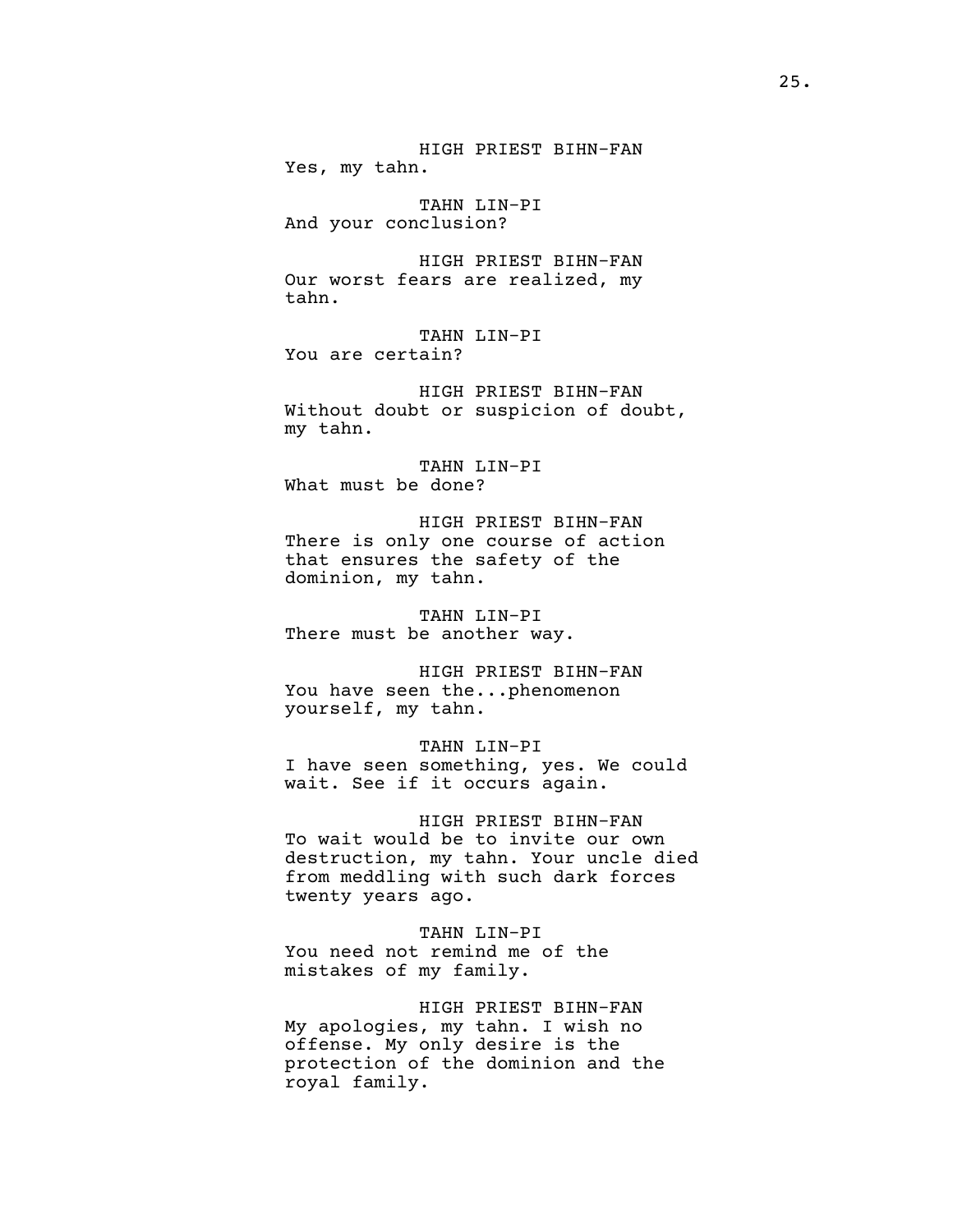HIGH PRIEST BIHN-FAN
Yes, my tahn.

TAHN LIN-PI
And your conclusion?

HIGH PRIEST BIHN-FAN
Our worst fears are realized, my tahn.

TAHN LIN-PI
You are certain?

HIGH PRIEST BIHN-FAN
Without doubt or suspicion of doubt, my tahn.

TAHN LIN-PI
What must be done?

HIGH PRIEST BIHN-FAN
There is only one course of action that ensures the safety of the dominion, my tahn.

TAHN LIN-PI
There must be another way.

HIGH PRIEST BIHN-FAN
You have seen the...phenomenon yourself, my tahn.

TAHN LIN-PI
I have seen something, yes. We could wait. See if it occurs again.

HIGH PRIEST BIHN-FAN
To wait would be to invite our own destruction, my tahn. Your uncle died from meddling with such dark forces twenty years ago.

TAHN LIN-PI
You need not remind me of the mistakes of my family.

HIGH PRIEST BIHN-FAN
My apologies, my tahn. I wish no offense. My only desire is the protection of the dominion and the royal family.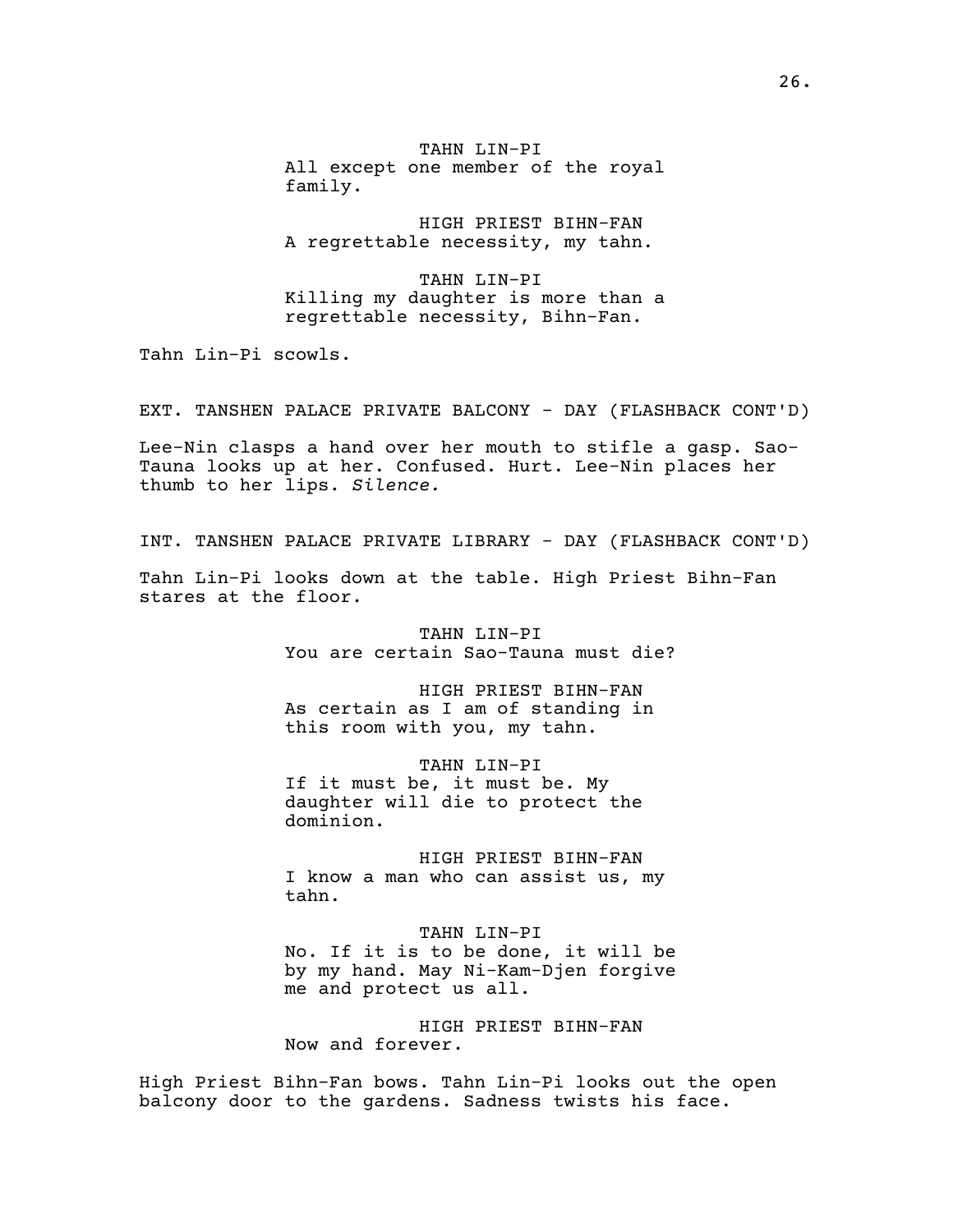TAHN LIN-PI
All except one member of the royal family.

HIGH PRIEST BIHN-FAN
A regrettable necessity, my tahn.

TAHN LIN-PI
Killing my daughter is more than a regrettable necessity, Bihn-Fan.

Tahn Lin-Pi scowls.

EXT. TANSHEN PALACE PRIVATE BALCONY - DAY (FLASHBACK CONT'D)

Lee-Nin clasps a hand over her mouth to stifle a gasp. Sao-Tauna looks up at her. Confused. Hurt. Lee-Nin places her thumb to her lips. *Silence.*

INT. TANSHEN PALACE PRIVATE LIBRARY - DAY (FLASHBACK CONT'D)

Tahn Lin-Pi looks down at the table. High Priest Bihn-Fan stares at the floor.

TAHN LIN-PI
You are certain Sao-Tauna must die?

HIGH PRIEST BIHN-FAN
As certain as I am of standing in this room with you, my tahn.

TAHN LIN-PI
If it must be, it must be. My daughter will die to protect the dominion.

HIGH PRIEST BIHN-FAN
I know a man who can assist us, my tahn.

TAHN LIN-PI
No. If it is to be done, it will be by my hand. May Ni-Kam-Djen forgive me and protect us all.

HIGH PRIEST BIHN-FAN
Now and forever.

High Priest Bihn-Fan bows. Tahn Lin-Pi looks out the open balcony door to the gardens. Sadness twists his face.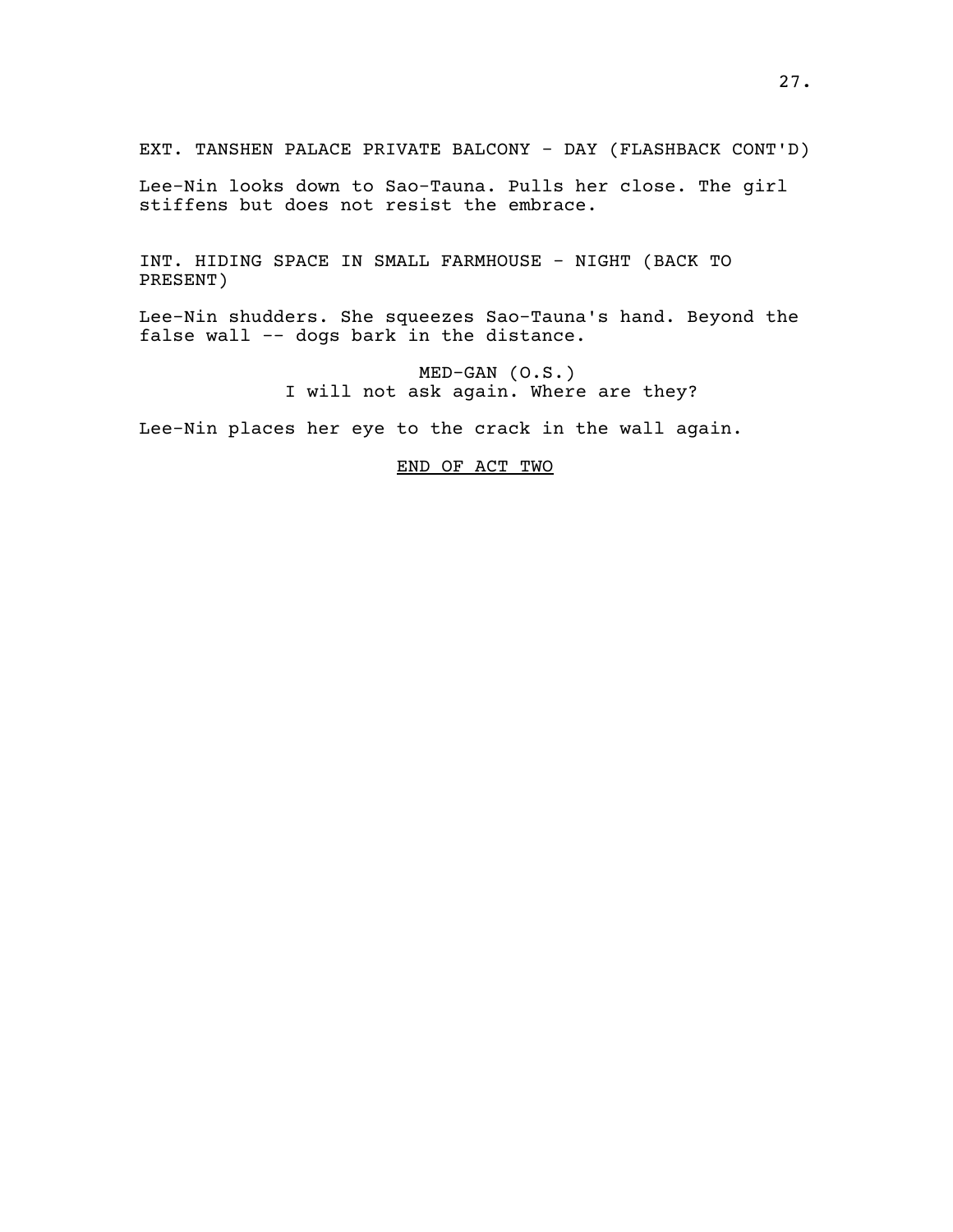EXT. TANSHEN PALACE PRIVATE BALCONY - DAY (FLASHBACK CONT'D)

Lee-Nin looks down to Sao-Tauna. Pulls her close. The girl stiffens but does not resist the embrace.

INT. HIDING SPACE IN SMALL FARMHOUSE - NIGHT (BACK TO PRESENT)

Lee-Nin shudders. She squeezes Sao-Tauna's hand. Beyond the false wall -- dogs bark in the distance.

MED-GAN (O.S.)
I will not ask again. Where are they?

Lee-Nin places her eye to the crack in the wall again.

<u>END OF ACT TWO</u>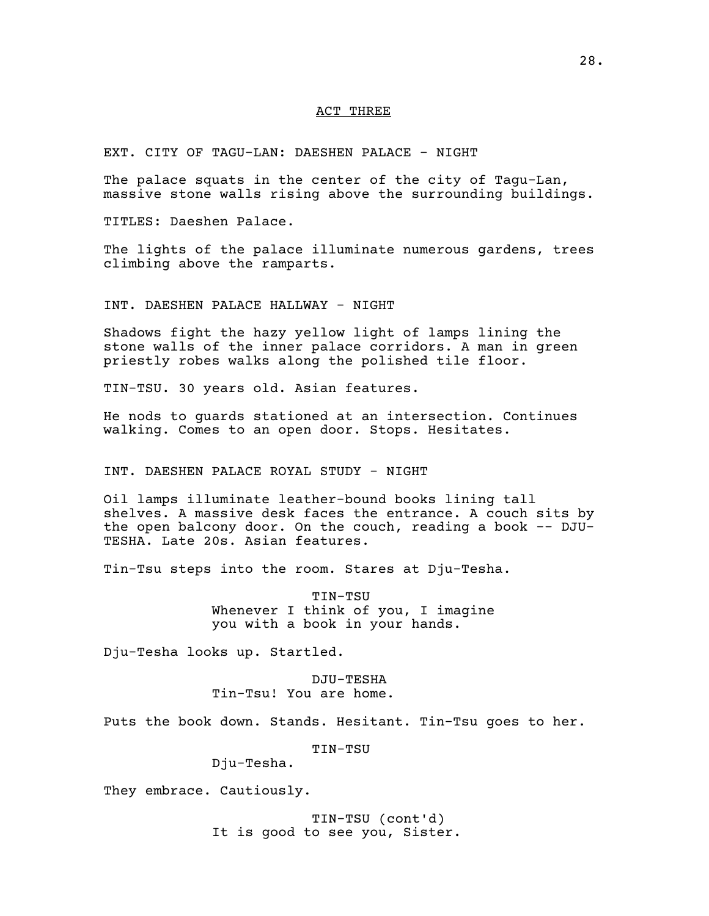ACT THREE

EXT. CITY OF TAGU-LAN: DAESHEN PALACE - NIGHT

The palace squats in the center of the city of Tagu-Lan, massive stone walls rising above the surrounding buildings.

TITLES: Daeshen Palace.

The lights of the palace illuminate numerous gardens, trees climbing above the ramparts.

INT. DAESHEN PALACE HALLWAY - NIGHT

Shadows fight the hazy yellow light of lamps lining the stone walls of the inner palace corridors. A man in green priestly robes walks along the polished tile floor.

TIN-TSU. 30 years old. Asian features.

He nods to guards stationed at an intersection. Continues walking. Comes to an open door. Stops. Hesitates.

INT. DAESHEN PALACE ROYAL STUDY - NIGHT

Oil lamps illuminate leather-bound books lining tall shelves. A massive desk faces the entrance. A couch sits by the open balcony door. On the couch, reading a book -- DJU-TESHA. Late 20s. Asian features.

Tin-Tsu steps into the room. Stares at Dju-Tesha.

TIN-TSU
Whenever I think of you, I imagine you with a book in your hands.

Dju-Tesha looks up. Startled.

DJU-TESHA
Tin-Tsu! You are home.

Puts the book down. Stands. Hesitant. Tin-Tsu goes to her.

TIN-TSU
Dju-Tesha.

They embrace. Cautiously.

TIN-TSU (cont'd)
It is good to see you, Sister.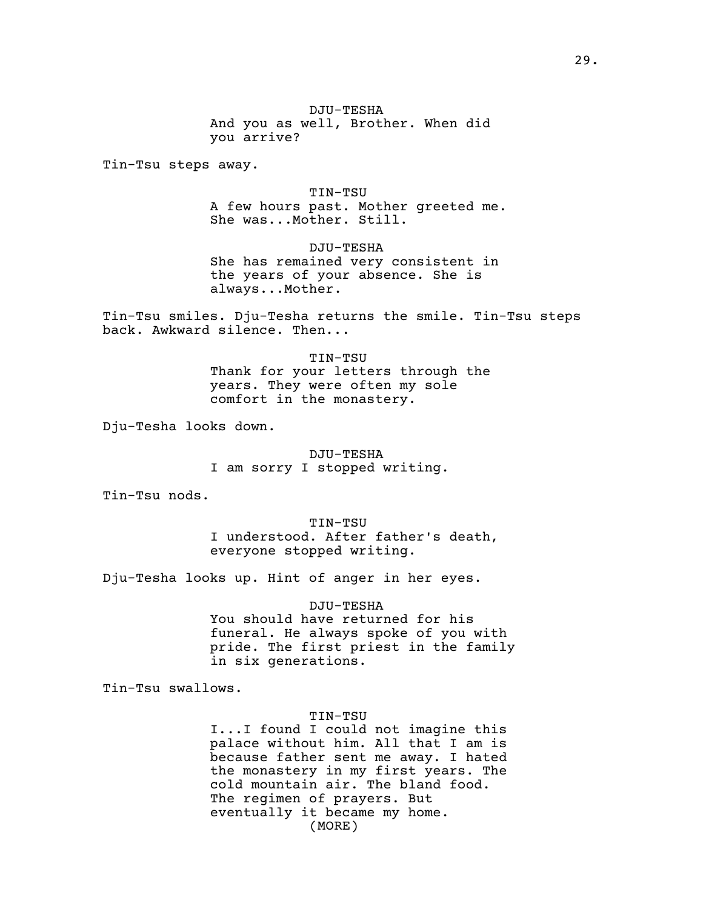DJU-TESHA

And you as well, Brother. When did you arrive?

Tin-Tsu steps away.

TIN-TSU

A few hours past. Mother greeted me. She was...Mother. Still.

DJU-TESHA

She has remained very consistent in the years of your absence. She is always...Mother.

Tin-Tsu smiles. Dju-Tesha returns the smile. Tin-Tsu steps back. Awkward silence. Then...

TIN-TSU

Thank for your letters through the years. They were often my sole comfort in the monastery.

Dju-Tesha looks down.

DJU-TESHA

I am sorry I stopped writing.

Tin-Tsu nods.

TIN-TSU

I understood. After father's death, everyone stopped writing.

Dju-Tesha looks up. Hint of anger in her eyes.

DJU-TESHA

You should have returned for his funeral. He always spoke of you with pride. The first priest in the family in six generations.

Tin-Tsu swallows.

TIN-TSU

I...I found I could not imagine this palace without him. All that I am is because father sent me away. I hated the monastery in my first years. The cold mountain air. The bland food. The regimen of prayers. But eventually it became my home.

(MORE)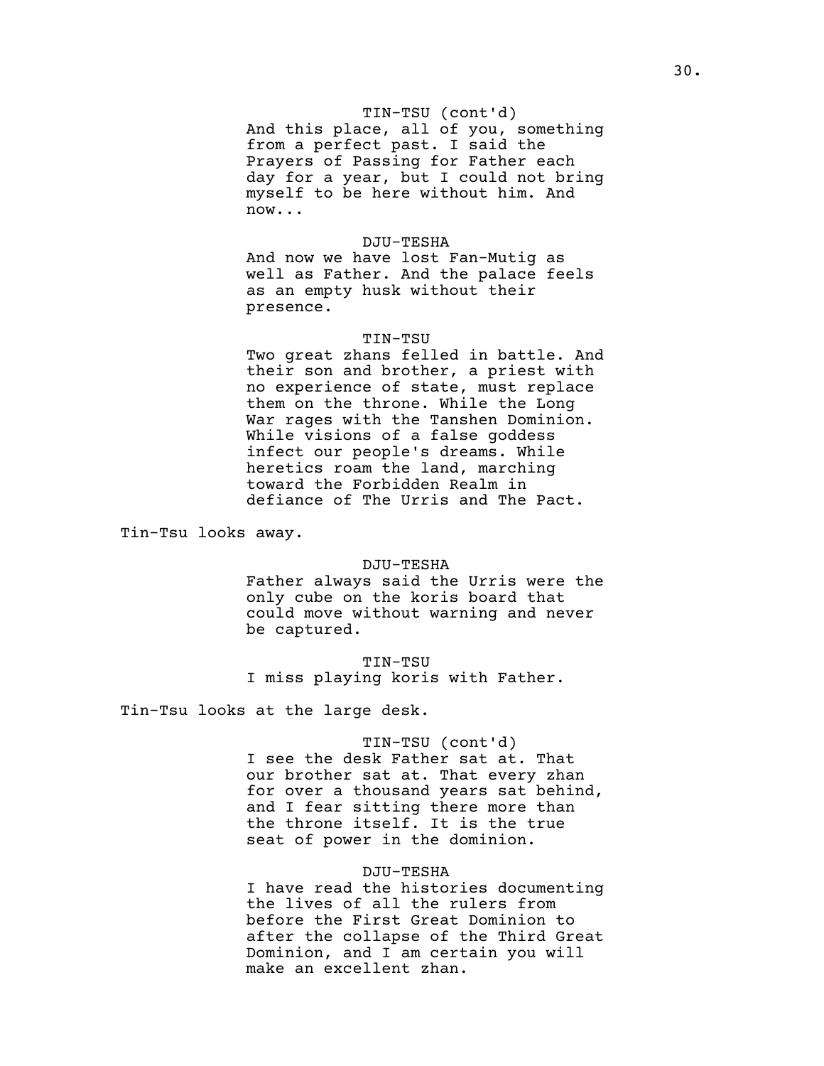TIN-TSU (cont'd)
And this place, all of you, something from a perfect past. I said the Prayers of Passing for Father each day for a year, but I could not bring myself to be here without him. And now...

DJU-TESHA
And now we have lost Fan-Mutig as well as Father. And the palace feels as an empty husk without their presence.

TIN-TSU
Two great zhans felled in battle. And their son and brother, a priest with no experience of state, must replace them on the throne. While the Long War rages with the Tanshen Dominion. While visions of a false goddess infect our people's dreams. While heretics roam the land, marching toward the Forbidden Realm in defiance of The Urris and The Pact.

Tin-Tsu looks away.

DJU-TESHA
Father always said the Urris were the only cube on the koris board that could move without warning and never be captured.

TIN-TSU
I miss playing koris with Father.

Tin-Tsu looks at the large desk.

TIN-TSU (cont'd)
I see the desk Father sat at. That our brother sat at. That every zhan for over a thousand years sat behind, and I fear sitting there more than the throne itself. It is the true seat of power in the dominion.

DJU-TESHA
I have read the histories documenting the lives of all the rulers from before the First Great Dominion to after the collapse of the Third Great Dominion, and I am certain you will make an excellent zhan.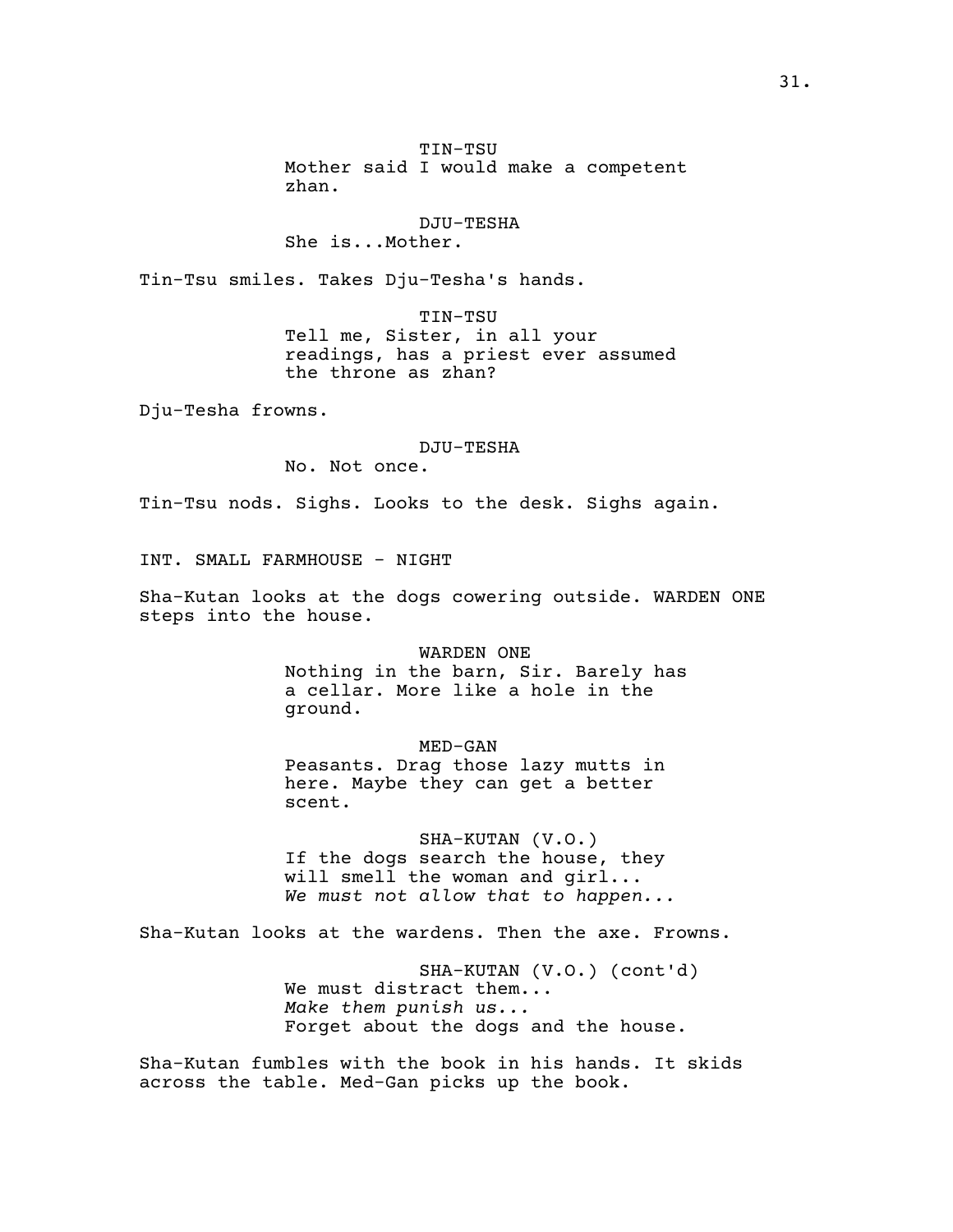TIN-TSU
Mother said I would make a competent zhan.

DJU-TESHA
She is...Mother.

Tin-Tsu smiles. Takes Dju-Tesha's hands.

TIN-TSU
Tell me, Sister, in all your readings, has a priest ever assumed the throne as zhan?

Dju-Tesha frowns.

DJU-TESHA
No. Not once.

Tin-Tsu nods. Sighs. Looks to the desk. Sighs again.

INT. SMALL FARMHOUSE - NIGHT

Sha-Kutan looks at the dogs cowering outside. WARDEN ONE steps into the house.

WARDEN ONE
Nothing in the barn, Sir. Barely has a cellar. More like a hole in the ground.

MED-GAN
Peasants. Drag those lazy mutts in here. Maybe they can get a better scent.

SHA-KUTAN (V.O.)
If the dogs search the house, they will smell the woman and girl...
*We must not allow that to happen...*

Sha-Kutan looks at the wardens. Then the axe. Frowns.

SHA-KUTAN (V.O.) (cont'd)
We must distract them...
*Make them punish us...*
Forget about the dogs and the house.

Sha-Kutan fumbles with the book in his hands. It skids across the table. Med-Gan picks up the book.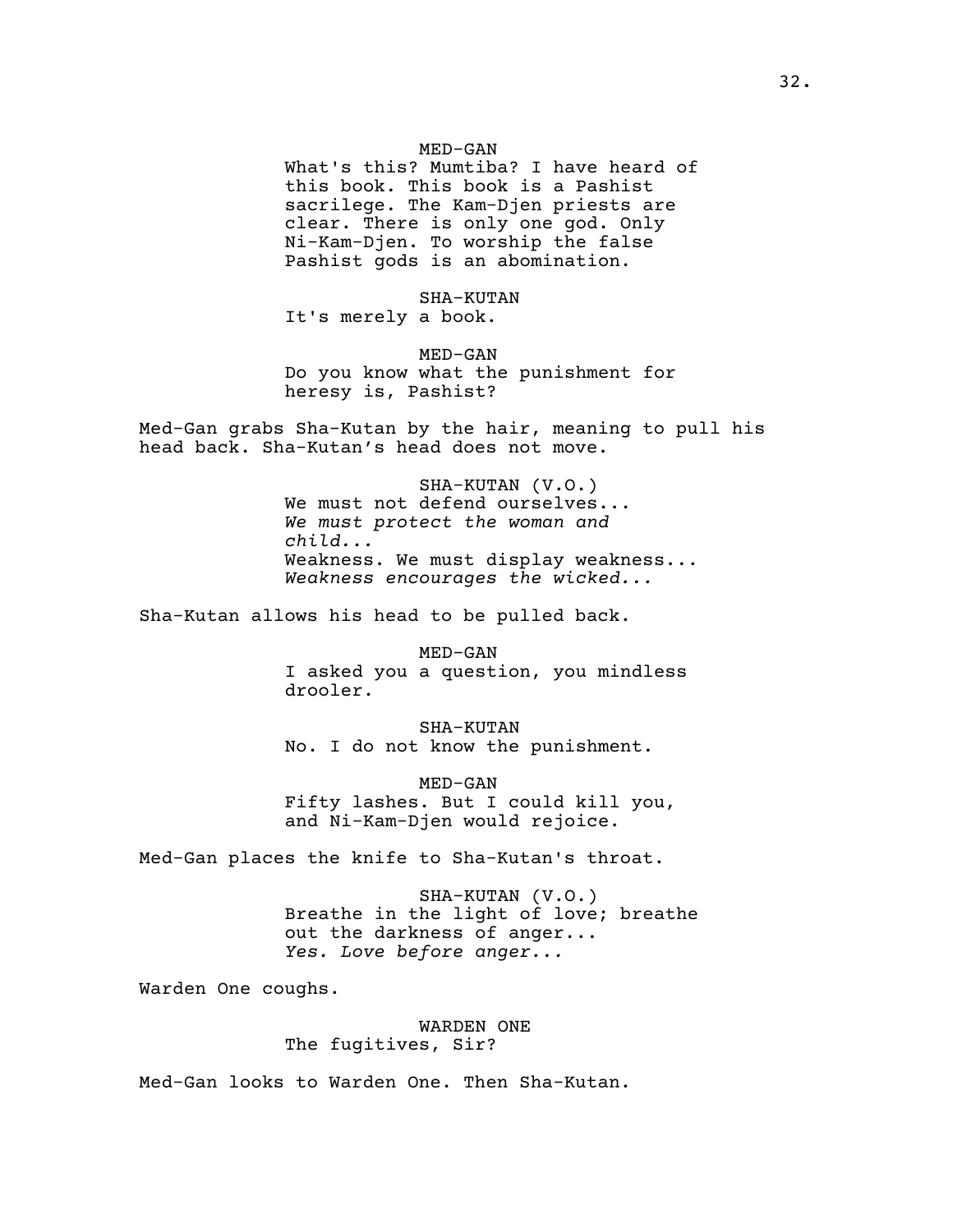MED-GAN

What's this? Mumtiba? I have heard of this book. This book is a Pashist sacrilege. The Kam-Djen priests are clear. There is only one god. Only Ni-Kam-Djen. To worship the false Pashist gods is an abomination.

SHA-KUTAN

It's merely a book.

MED-GAN

Do you know what the punishment for heresy is, Pashist?

Med-Gan grabs Sha-Kutan by the hair, meaning to pull his head back. Sha-Kutan's head does not move.

SHA-KUTAN (V.O.)

We must not defend ourselves...
*We must protect the woman and child...*
Weakness. We must display weakness...
*Weakness encourages the wicked...*

Sha-Kutan allows his head to be pulled back.

MED-GAN

I asked you a question, you mindless drooler.

SHA-KUTAN

No. I do not know the punishment.

MED-GAN

Fifty lashes. But I could kill you, and Ni-Kam-Djen would rejoice.

Med-Gan places the knife to Sha-Kutan's throat.

SHA-KUTAN (V.O.)

Breathe in the light of love; breathe out the darkness of anger...
*Yes. Love before anger...*

Warden One coughs.

WARDEN ONE

The fugitives, Sir?

Med-Gan looks to Warden One. Then Sha-Kutan.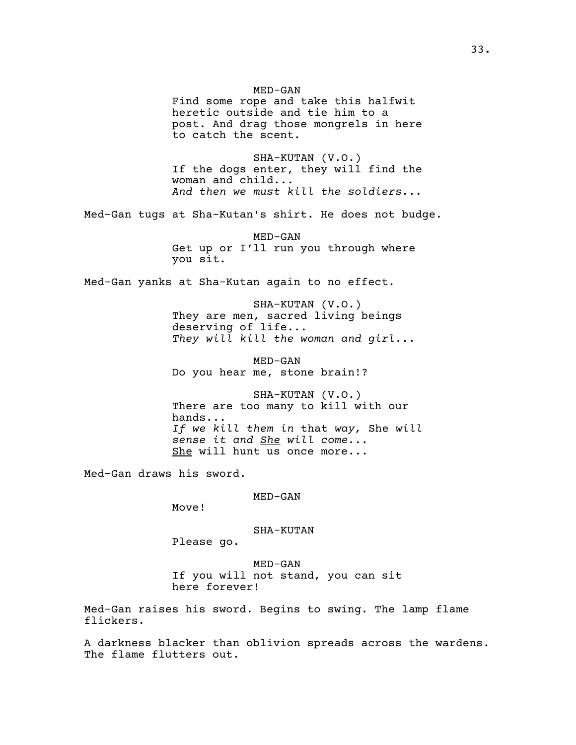MED-GAN

Find some rope and take this halfwit heretic outside and tie him to a post. And drag those mongrels in here to catch the scent.

SHA-KUTAN (V.O.)

If the dogs enter, they will find the woman and child...
*And then we must kill the soldiers...*

Med-Gan tugs at Sha-Kutan's shirt. He does not budge.

MED-GAN

Get up or I'll run you through where you sit.

Med-Gan yanks at Sha-Kutan again to no effect.

SHA-KUTAN (V.O.)

They are men, sacred living beings deserving of life...
*They will kill the woman and girl...*

MED-GAN

Do you hear me, stone brain!?

SHA-KUTAN (V.O.)

There are too many to kill with our hands...
*If we kill them in* that *way,* She *will sense it and* <u>*She*</u> *will come...*
<u>She</u> will hunt us once more...

Med-Gan draws his sword.

MED-GAN

Move!

SHA-KUTAN

Please go.

MED-GAN

If you will not stand, you can sit here forever!

Med-Gan raises his sword. Begins to swing. The lamp flame flickers.

A darkness blacker than oblivion spreads across the wardens. The flame flutters out.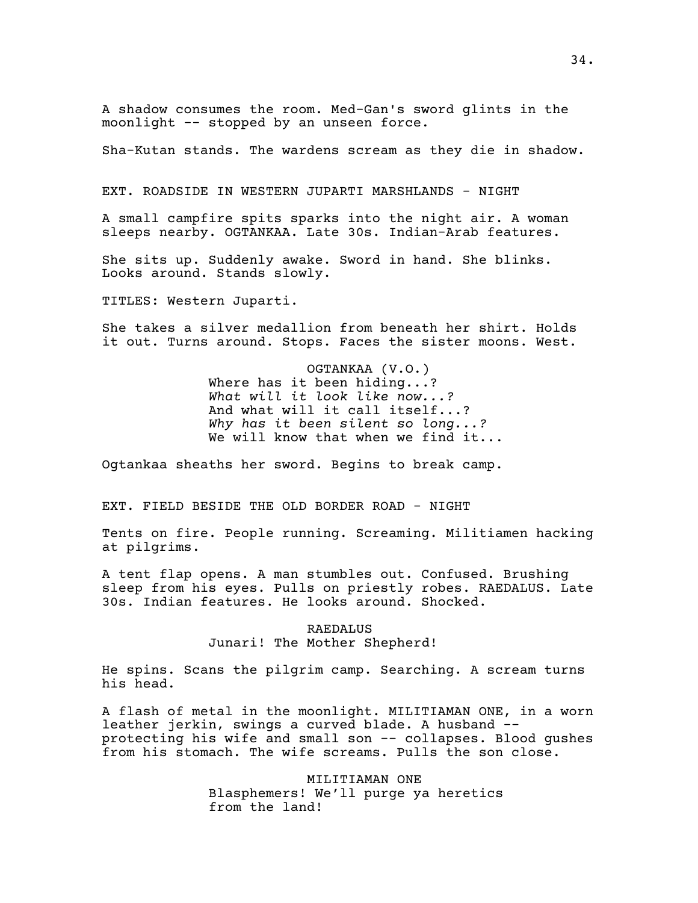A shadow consumes the room. Med-Gan's sword glints in the moonlight -- stopped by an unseen force.

Sha-Kutan stands. The wardens scream as they die in shadow.

EXT. ROADSIDE IN WESTERN JUPARTI MARSHLANDS - NIGHT

A small campfire spits sparks into the night air. A woman sleeps nearby. OGTANKAA. Late 30s. Indian-Arab features.

She sits up. Suddenly awake. Sword in hand. She blinks. Looks around. Stands slowly.

TITLES: Western Juparti.

She takes a silver medallion from beneath her shirt. Holds it out. Turns around. Stops. Faces the sister moons. West.

OGTANKAA (V.O.)
Where has it been hiding...?
*What will it look like now...?*
And what will it call itself...?
*Why has it been silent so long...?*
We will know that when we find it...

Ogtankaa sheaths her sword. Begins to break camp.

EXT. FIELD BESIDE THE OLD BORDER ROAD - NIGHT

Tents on fire. People running. Screaming. Militiamen hacking at pilgrims.

A tent flap opens. A man stumbles out. Confused. Brushing sleep from his eyes. Pulls on priestly robes. RAEDALUS. Late 30s. Indian features. He looks around. Shocked.

RAEDALUS
Junari! The Mother Shepherd!

He spins. Scans the pilgrim camp. Searching. A scream turns his head.

A flash of metal in the moonlight. MILITIAMAN ONE, in a worn leather jerkin, swings a curved blade. A husband -- protecting his wife and small son -- collapses. Blood gushes from his stomach. The wife screams. Pulls the son close.

MILITIAMAN ONE
Blasphemers! We'll purge ya heretics from the land!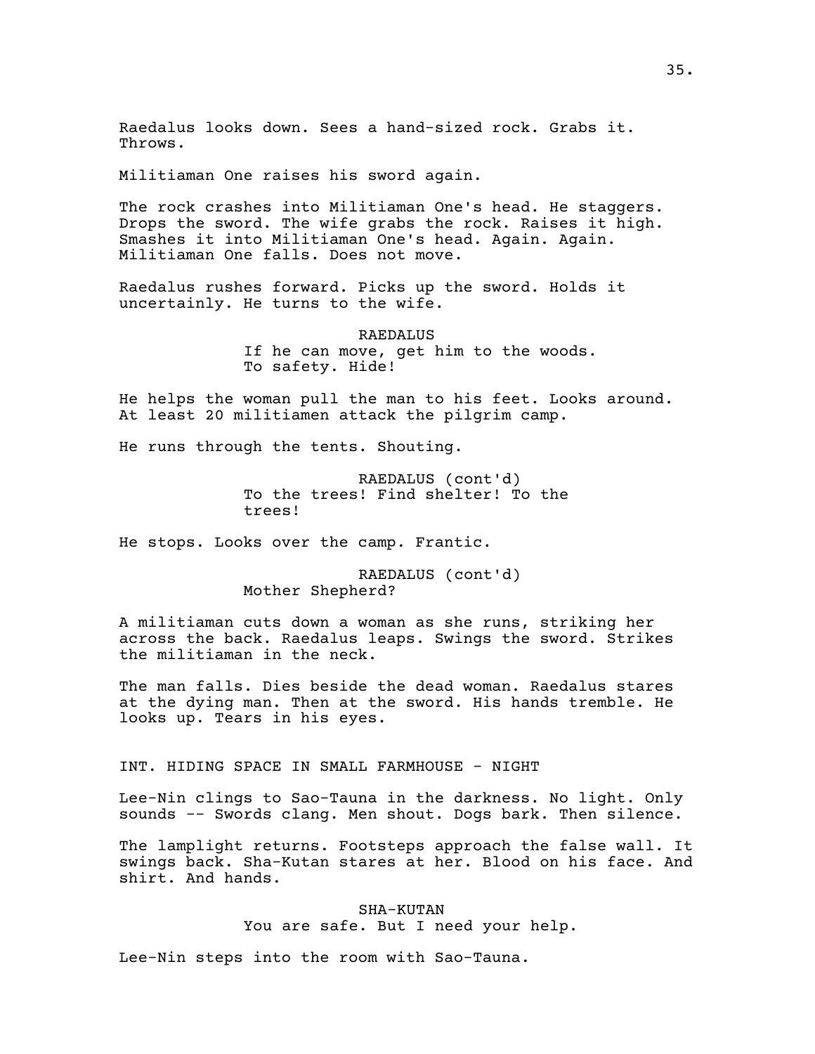Raedalus looks down. Sees a hand-sized rock. Grabs it. Throws.

Militiaman One raises his sword again.

The rock crashes into Militiaman One's head. He staggers. Drops the sword. The wife grabs the rock. Raises it high. Smashes it into Militiaman One's head. Again. Again. Militiaman One falls. Does not move.

Raedalus rushes forward. Picks up the sword. Holds it uncertainly. He turns to the wife.

RAEDALUS
If he can move, get him to the woods. To safety. Hide!

He helps the woman pull the man to his feet. Looks around. At least 20 militiamen attack the pilgrim camp.

He runs through the tents. Shouting.

RAEDALUS (cont'd)
To the trees! Find shelter! To the trees!

He stops. Looks over the camp. Frantic.

RAEDALUS (cont'd)
Mother Shepherd?

A militiaman cuts down a woman as she runs, striking her across the back. Raedalus leaps. Swings the sword. Strikes the militiaman in the neck.

The man falls. Dies beside the dead woman. Raedalus stares at the dying man. Then at the sword. His hands tremble. He looks up. Tears in his eyes.

INT. HIDING SPACE IN SMALL FARMHOUSE - NIGHT

Lee-Nin clings to Sao-Tauna in the darkness. No light. Only sounds -- Swords clang. Men shout. Dogs bark. Then silence.

The lamplight returns. Footsteps approach the false wall. It swings back. Sha-Kutan stares at her. Blood on his face. And shirt. And hands.

SHA-KUTAN
You are safe. But I need your help.

Lee-Nin steps into the room with Sao-Tauna.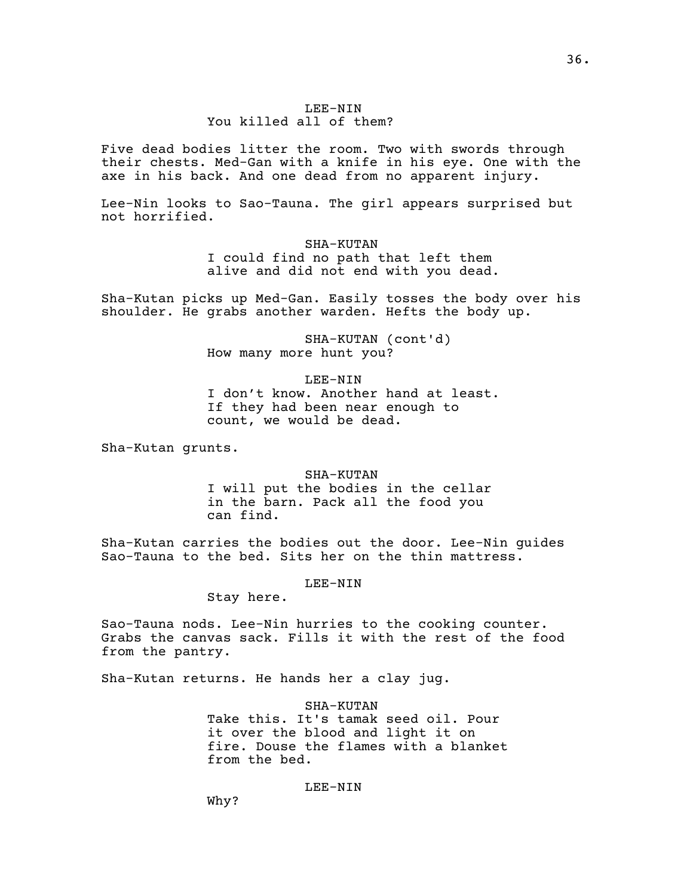LEE-NIN
You killed all of them?

Five dead bodies litter the room. Two with swords through their chests. Med-Gan with a knife in his eye. One with the axe in his back. And one dead from no apparent injury.

Lee-Nin looks to Sao-Tauna. The girl appears surprised but not horrified.

SHA-KUTAN
I could find no path that left them alive and did not end with you dead.

Sha-Kutan picks up Med-Gan. Easily tosses the body over his shoulder. He grabs another warden. Hefts the body up.

SHA-KUTAN (cont'd)
How many more hunt you?

LEE-NIN
I don’t know. Another hand at least. If they had been near enough to count, we would be dead.

Sha-Kutan grunts.

SHA-KUTAN
I will put the bodies in the cellar in the barn. Pack all the food you can find.

Sha-Kutan carries the bodies out the door. Lee-Nin guides Sao-Tauna to the bed. Sits her on the thin mattress.

LEE-NIN
Stay here.

Sao-Tauna nods. Lee-Nin hurries to the cooking counter. Grabs the canvas sack. Fills it with the rest of the food from the pantry.

Sha-Kutan returns. He hands her a clay jug.

SHA-KUTAN
Take this. It's tamak seed oil. Pour it over the blood and light it on fire. Douse the flames with a blanket from the bed.

LEE-NIN
Why?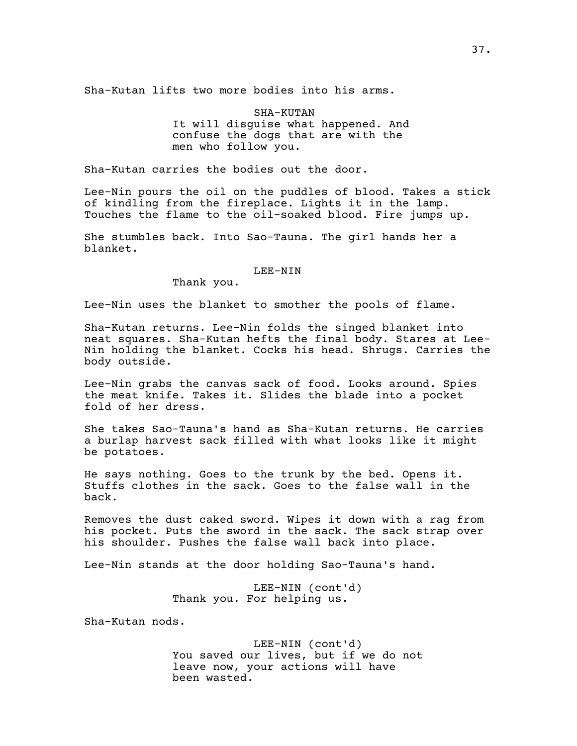Sha-Kutan lifts two more bodies into his arms.

SHA-KUTAN
It will disguise what happened. And confuse the dogs that are with the men who follow you.

Sha-Kutan carries the bodies out the door.

Lee-Nin pours the oil on the puddles of blood. Takes a stick of kindling from the fireplace. Lights it in the lamp. Touches the flame to the oil-soaked blood. Fire jumps up.

She stumbles back. Into Sao-Tauna. The girl hands her a blanket.

LEE-NIN
Thank you.

Lee-Nin uses the blanket to smother the pools of flame.

Sha-Kutan returns. Lee-Nin folds the singed blanket into neat squares. Sha-Kutan hefts the final body. Stares at Lee-Nin holding the blanket. Cocks his head. Shrugs. Carries the body outside.

Lee-Nin grabs the canvas sack of food. Looks around. Spies the meat knife. Takes it. Slides the blade into a pocket fold of her dress.

She takes Sao-Tauna's hand as Sha-Kutan returns. He carries a burlap harvest sack filled with what looks like it might be potatoes.

He says nothing. Goes to the trunk by the bed. Opens it. Stuffs clothes in the sack. Goes to the false wall in the back.

Removes the dust caked sword. Wipes it down with a rag from his pocket. Puts the sword in the sack. The sack strap over his shoulder. Pushes the false wall back into place.

Lee-Nin stands at the door holding Sao-Tauna's hand.

LEE-NIN (cont'd)
Thank you. For helping us.

Sha-Kutan nods.

LEE-NIN (cont'd)
You saved our lives, but if we do not leave now, your actions will have been wasted.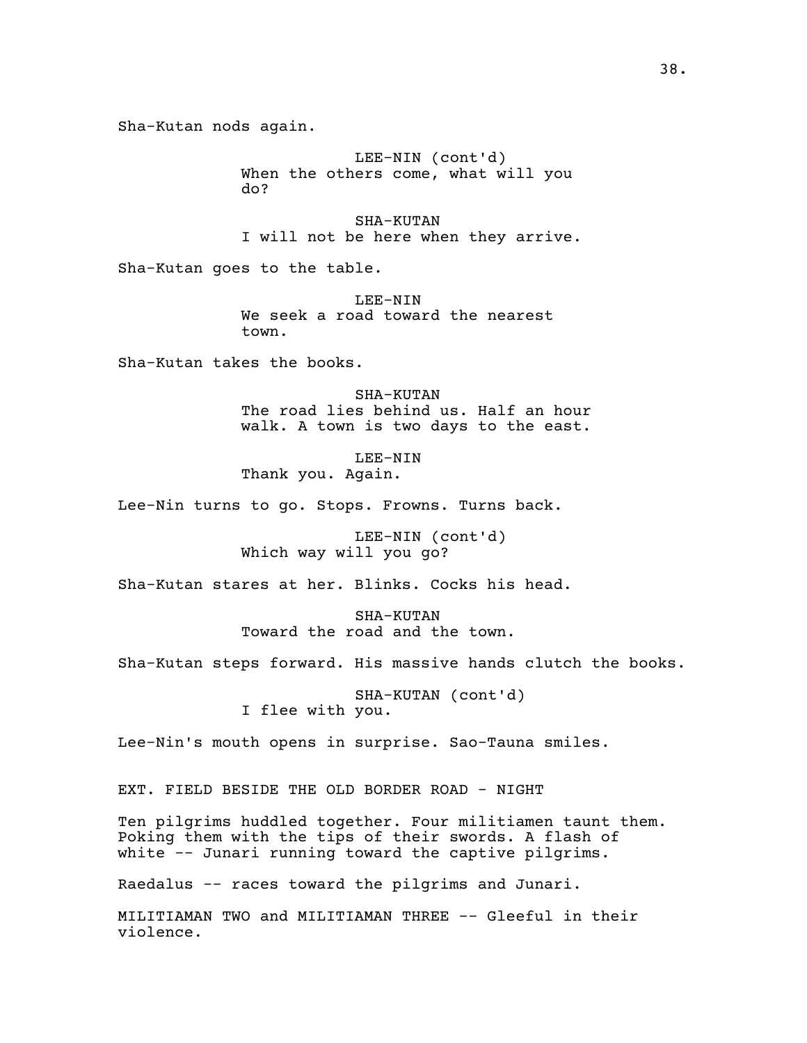Sha-Kutan nods again.

LEE-NIN (cont'd)
When the others come, what will you do?

SHA-KUTAN
I will not be here when they arrive.

Sha-Kutan goes to the table.

LEE-NIN
We seek a road toward the nearest town.

Sha-Kutan takes the books.

SHA-KUTAN
The road lies behind us. Half an hour walk. A town is two days to the east.

LEE-NIN
Thank you. Again.

Lee-Nin turns to go. Stops. Frowns. Turns back.

LEE-NIN (cont'd)
Which way will you go?

Sha-Kutan stares at her. Blinks. Cocks his head.

SHA-KUTAN
Toward the road and the town.

Sha-Kutan steps forward. His massive hands clutch the books.

SHA-KUTAN (cont'd)
I flee with you.

Lee-Nin's mouth opens in surprise. Sao-Tauna smiles.

EXT. FIELD BESIDE THE OLD BORDER ROAD - NIGHT

Ten pilgrims huddled together. Four militiamen taunt them. Poking them with the tips of their swords. A flash of white -- Junari running toward the captive pilgrims.

Raedalus -- races toward the pilgrims and Junari.

MILITIAMAN TWO and MILITIAMAN THREE -- Gleeful in their violence.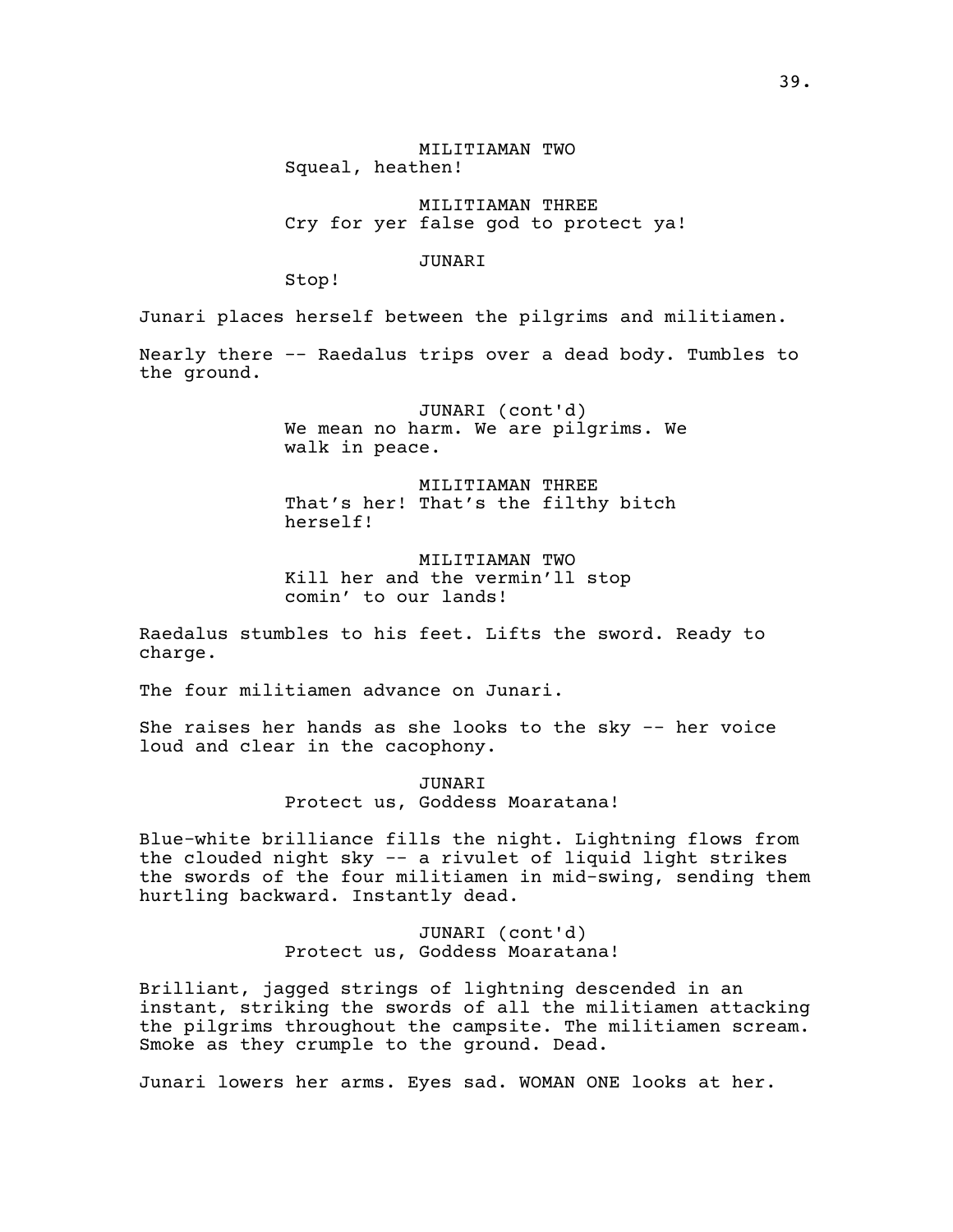MILITIAMAN TWO

Squeal, heathen!

MILITIAMAN THREE

Cry for yer false god to protect ya!

JUNARI

Stop!

Junari places herself between the pilgrims and militiamen.

Nearly there -- Raedalus trips over a dead body. Tumbles to the ground.

JUNARI (cont'd)

We mean no harm. We are pilgrims. We walk in peace.

MILITIAMAN THREE

That's her! That's the filthy bitch herself!

MILITIAMAN TWO

Kill her and the vermin'll stop comin' to our lands!

Raedalus stumbles to his feet. Lifts the sword. Ready to charge.

The four militiamen advance on Junari.

She raises her hands as she looks to the sky -- her voice loud and clear in the cacophony.

JUNARI

Protect us, Goddess Moaratana!

Blue-white brilliance fills the night. Lightning flows from the clouded night sky -- a rivulet of liquid light strikes the swords of the four militiamen in mid-swing, sending them hurtling backward. Instantly dead.

JUNARI (cont'd)

Protect us, Goddess Moaratana!

Brilliant, jagged strings of lightning descended in an instant, striking the swords of all the militiamen attacking the pilgrims throughout the campsite. The militiamen scream. Smoke as they crumple to the ground. Dead.

Junari lowers her arms. Eyes sad. WOMAN ONE looks at her.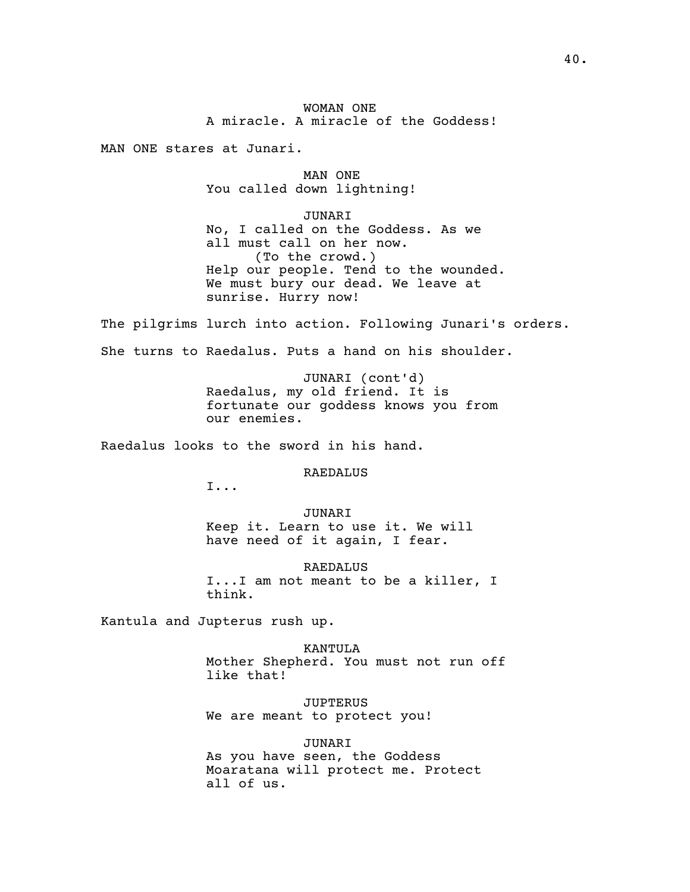WOMAN ONE
A miracle. A miracle of the Goddess!

MAN ONE stares at Junari.

MAN ONE
You called down lightning!

JUNARI
No, I called on the Goddess. As we all must call on her now.
(To the crowd.)
Help our people. Tend to the wounded. We must bury our dead. We leave at sunrise. Hurry now!

The pilgrims lurch into action. Following Junari's orders.

She turns to Raedalus. Puts a hand on his shoulder.

JUNARI (cont'd)
Raedalus, my old friend. It is fortunate our goddess knows you from our enemies.

Raedalus looks to the sword in his hand.

RAEDALUS
I...

JUNARI
Keep it. Learn to use it. We will have need of it again, I fear.

RAEDALUS
I...I am not meant to be a killer, I think.

Kantula and Jupterus rush up.

KANTULA
Mother Shepherd. You must not run off like that!

JUPTERUS
We are meant to protect you!

JUNARI
As you have seen, the Goddess Moaratana will protect me. Protect all of us.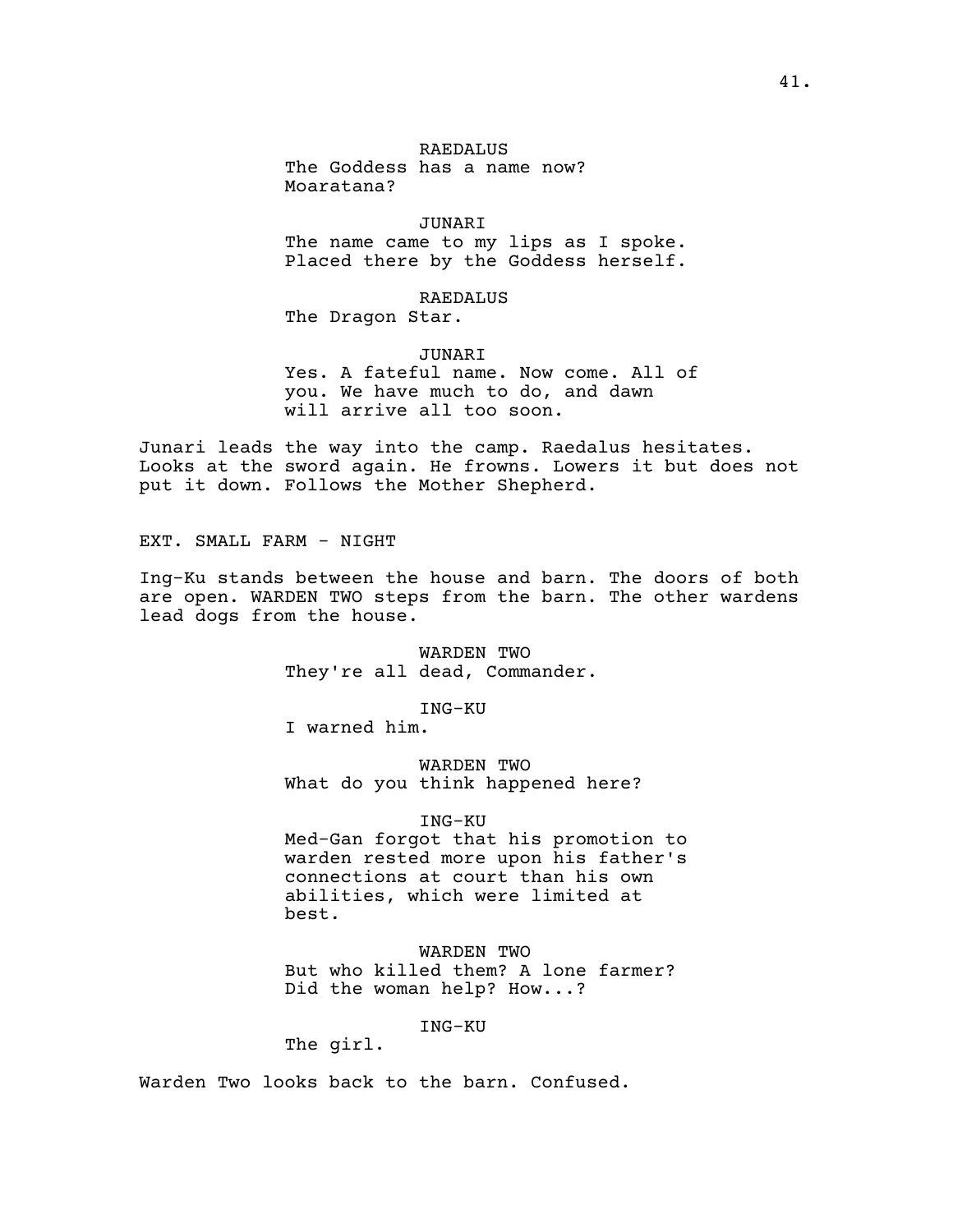RAEDALUS
The Goddess has a name now?
Moaratana?

JUNARI
The name came to my lips as I spoke.
Placed there by the Goddess herself.

RAEDALUS
The Dragon Star.

JUNARI
Yes. A fateful name. Now come. All of
you. We have much to do, and dawn
will arrive all too soon.

Junari leads the way into the camp. Raedalus hesitates.
Looks at the sword again. He frowns. Lowers it but does not
put it down. Follows the Mother Shepherd.

EXT. SMALL FARM - NIGHT

Ing-Ku stands between the house and barn. The doors of both
are open. WARDEN TWO steps from the barn. The other wardens
lead dogs from the house.

WARDEN TWO
They're all dead, Commander.

ING-KU
I warned him.

WARDEN TWO
What do you think happened here?

ING-KU
Med-Gan forgot that his promotion to
warden rested more upon his father's
connections at court than his own
abilities, which were limited at
best.

WARDEN TWO
But who killed them? A lone farmer?
Did the woman help? How...?

ING-KU
The girl.

Warden Two looks back to the barn. Confused.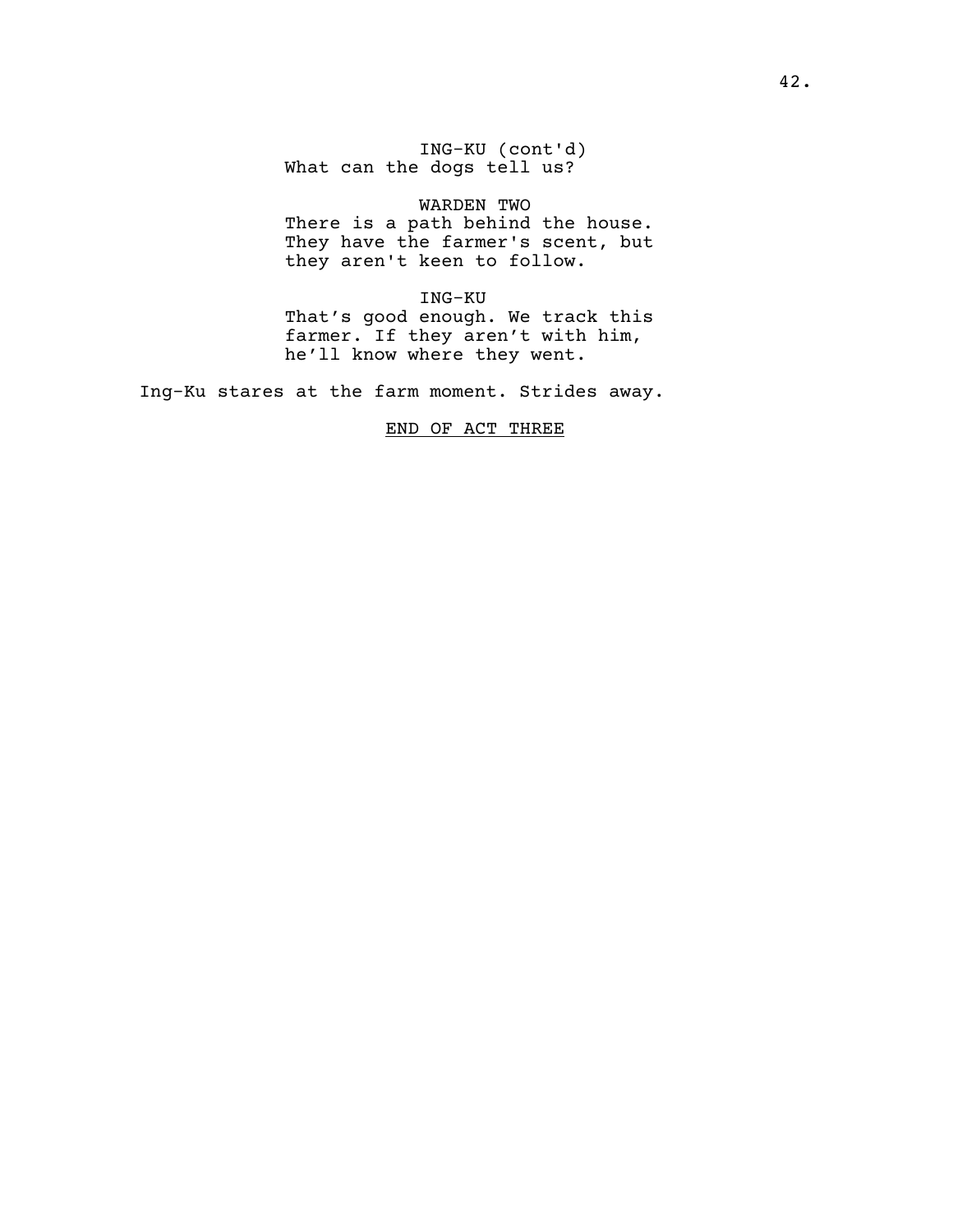ING-KU (cont'd)
What can the dogs tell us?

WARDEN TWO
There is a path behind the house. They have the farmer's scent, but they aren't keen to follow.

ING-KU
That's good enough. We track this farmer. If they aren't with him, he'll know where they went.

Ing-Ku stares at the farm moment. Strides away.

END OF ACT THREE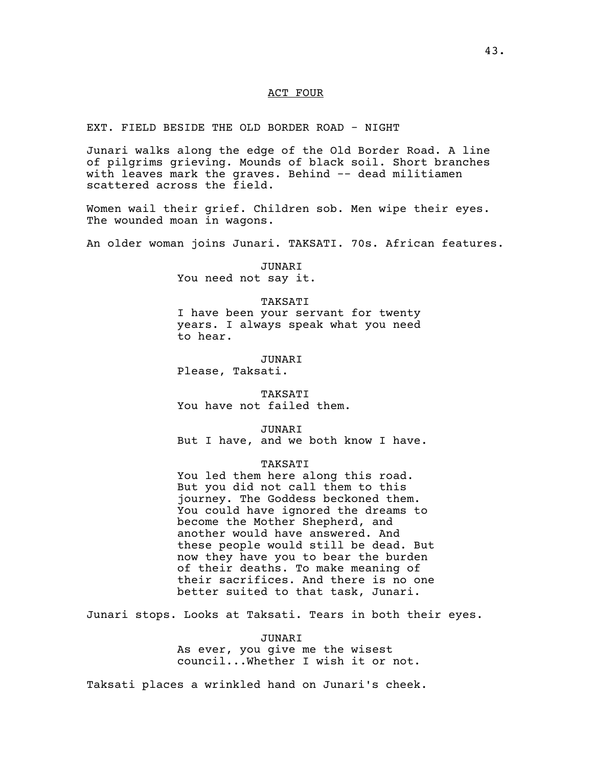ACT FOUR

EXT. FIELD BESIDE THE OLD BORDER ROAD - NIGHT

Junari walks along the edge of the Old Border Road. A line of pilgrims grieving. Mounds of black soil. Short branches with leaves mark the graves. Behind -- dead militiamen scattered across the field.

Women wail their grief. Children sob. Men wipe their eyes. The wounded moan in wagons.

An older woman joins Junari. TAKSATI. 70s. African features.

JUNARI
You need not say it.

TAKSATI
I have been your servant for twenty years. I always speak what you need to hear.

JUNARI
Please, Taksati.

TAKSATI
You have not failed them.

JUNARI
But I have, and we both know I have.

TAKSATI
You led them here along this road. But you did not call them to this journey. The Goddess beckoned them. You could have ignored the dreams to become the Mother Shepherd, and another would have answered. And these people would still be dead. But now they have you to bear the burden of their deaths. To make meaning of their sacrifices. And there is no one better suited to that task, Junari.

Junari stops. Looks at Taksati. Tears in both their eyes.

JUNARI
As ever, you give me the wisest council...Whether I wish it or not.

Taksati places a wrinkled hand on Junari's cheek.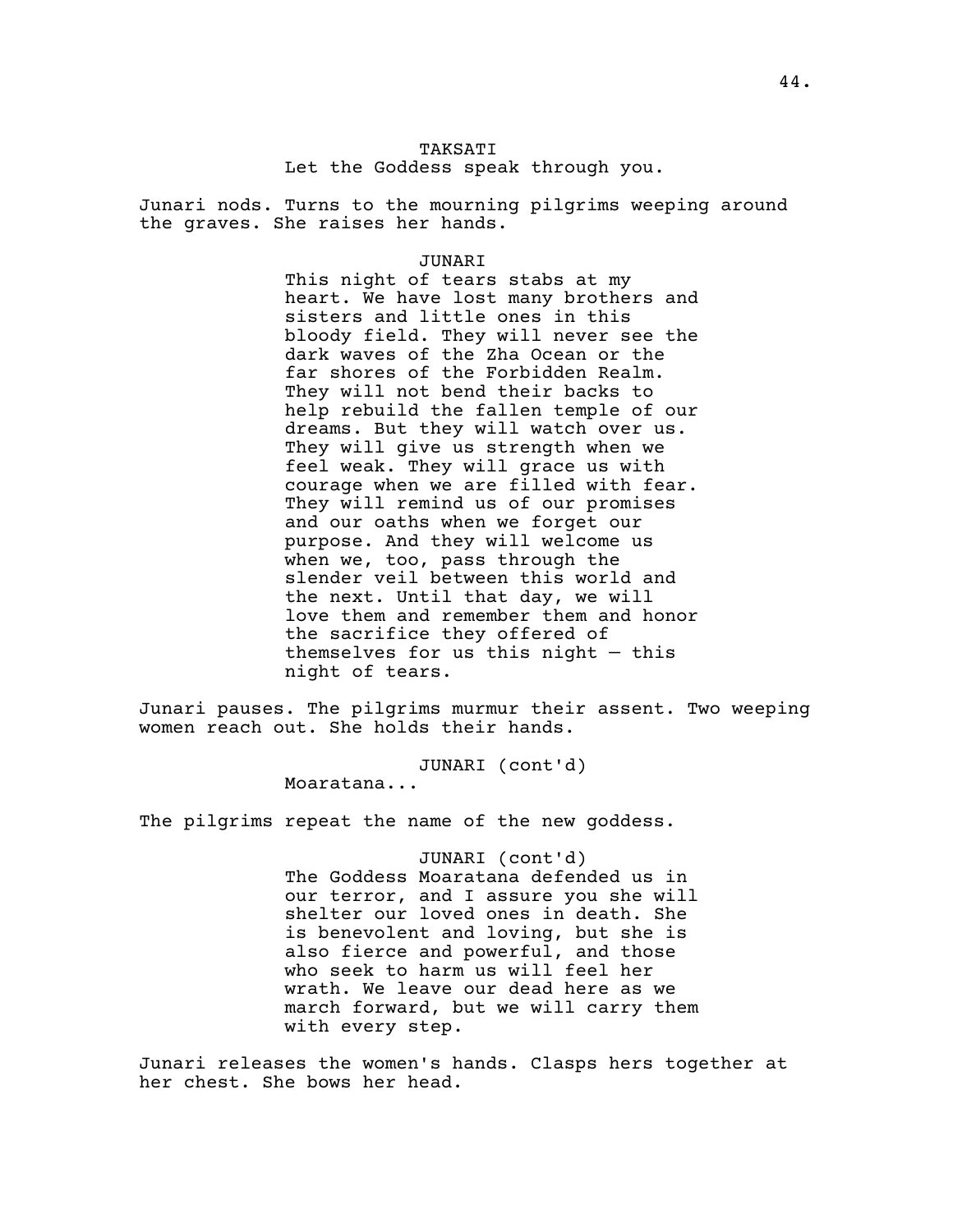TAKSATI

Let the Goddess speak through you.

Junari nods. Turns to the mourning pilgrims weeping around the graves. She raises her hands.

JUNARI

This night of tears stabs at my heart. We have lost many brothers and sisters and little ones in this bloody field. They will never see the dark waves of the Zha Ocean or the far shores of the Forbidden Realm. They will not bend their backs to help rebuild the fallen temple of our dreams. But they will watch over us. They will give us strength when we feel weak. They will grace us with courage when we are filled with fear. They will remind us of our promises and our oaths when we forget our purpose. And they will welcome us when we, too, pass through the slender veil between this world and the next. Until that day, we will love them and remember them and honor the sacrifice they offered of themselves for us this night — this night of tears.

Junari pauses. The pilgrims murmur their assent. Two weeping women reach out. She holds their hands.

JUNARI (cont'd)

Moaratana...

The pilgrims repeat the name of the new goddess.

JUNARI (cont'd)

The Goddess Moaratana defended us in our terror, and I assure you she will shelter our loved ones in death. She is benevolent and loving, but she is also fierce and powerful, and those who seek to harm us will feel her wrath. We leave our dead here as we march forward, but we will carry them with every step.

Junari releases the women's hands. Clasps hers together at her chest. She bows her head.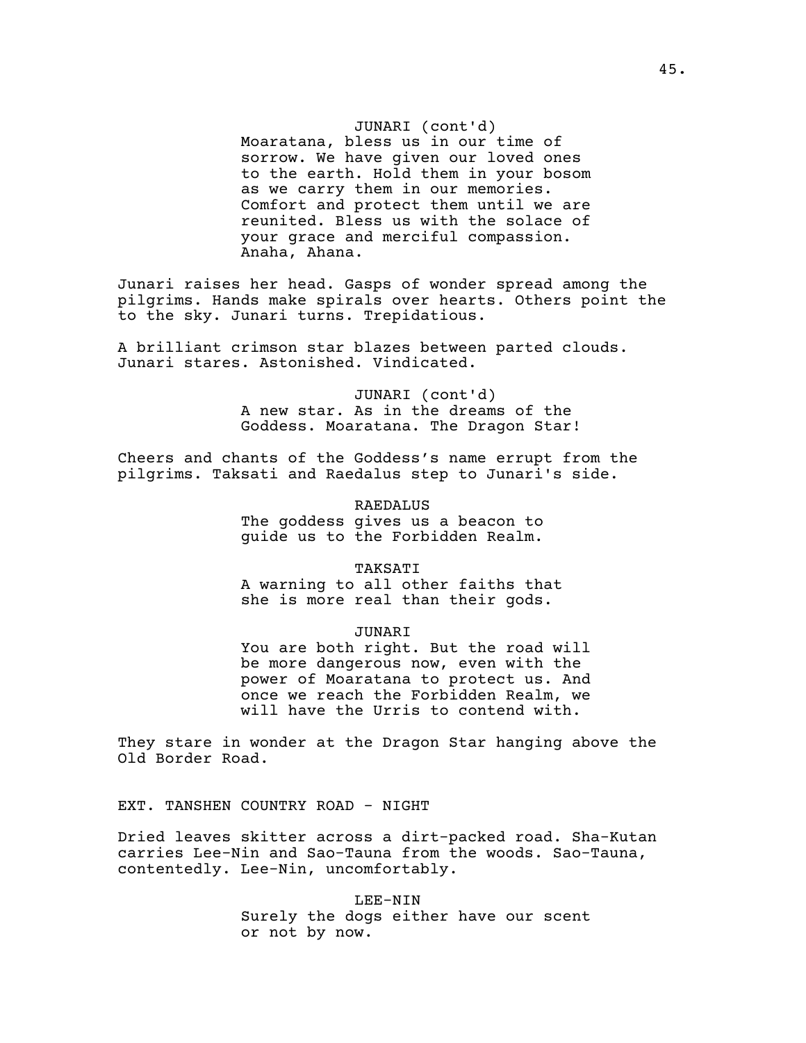JUNARI (cont'd)
Moaratana, bless us in our time of sorrow. We have given our loved ones to the earth. Hold them in your bosom as we carry them in our memories. Comfort and protect them until we are reunited. Bless us with the solace of your grace and merciful compassion. Anaha, Ahana.

Junari raises her head. Gasps of wonder spread among the pilgrims. Hands make spirals over hearts. Others point the to the sky. Junari turns. Trepidatious.

A brilliant crimson star blazes between parted clouds. Junari stares. Astonished. Vindicated.

JUNARI (cont'd)
A new star. As in the dreams of the Goddess. Moaratana. The Dragon Star!

Cheers and chants of the Goddess's name errupt from the pilgrims. Taksati and Raedalus step to Junari's side.

RAEDALUS
The goddess gives us a beacon to guide us to the Forbidden Realm.

TAKSATI
A warning to all other faiths that she is more real than their gods.

JUNARI
You are both right. But the road will be more dangerous now, even with the power of Moaratana to protect us. And once we reach the Forbidden Realm, we will have the Urris to contend with.

They stare in wonder at the Dragon Star hanging above the Old Border Road.

EXT. TANSHEN COUNTRY ROAD - NIGHT

Dried leaves skitter across a dirt-packed road. Sha-Kutan carries Lee-Nin and Sao-Tauna from the woods. Sao-Tauna, contentedly. Lee-Nin, uncomfortably.

LEE-NIN
Surely the dogs either have our scent or not by now.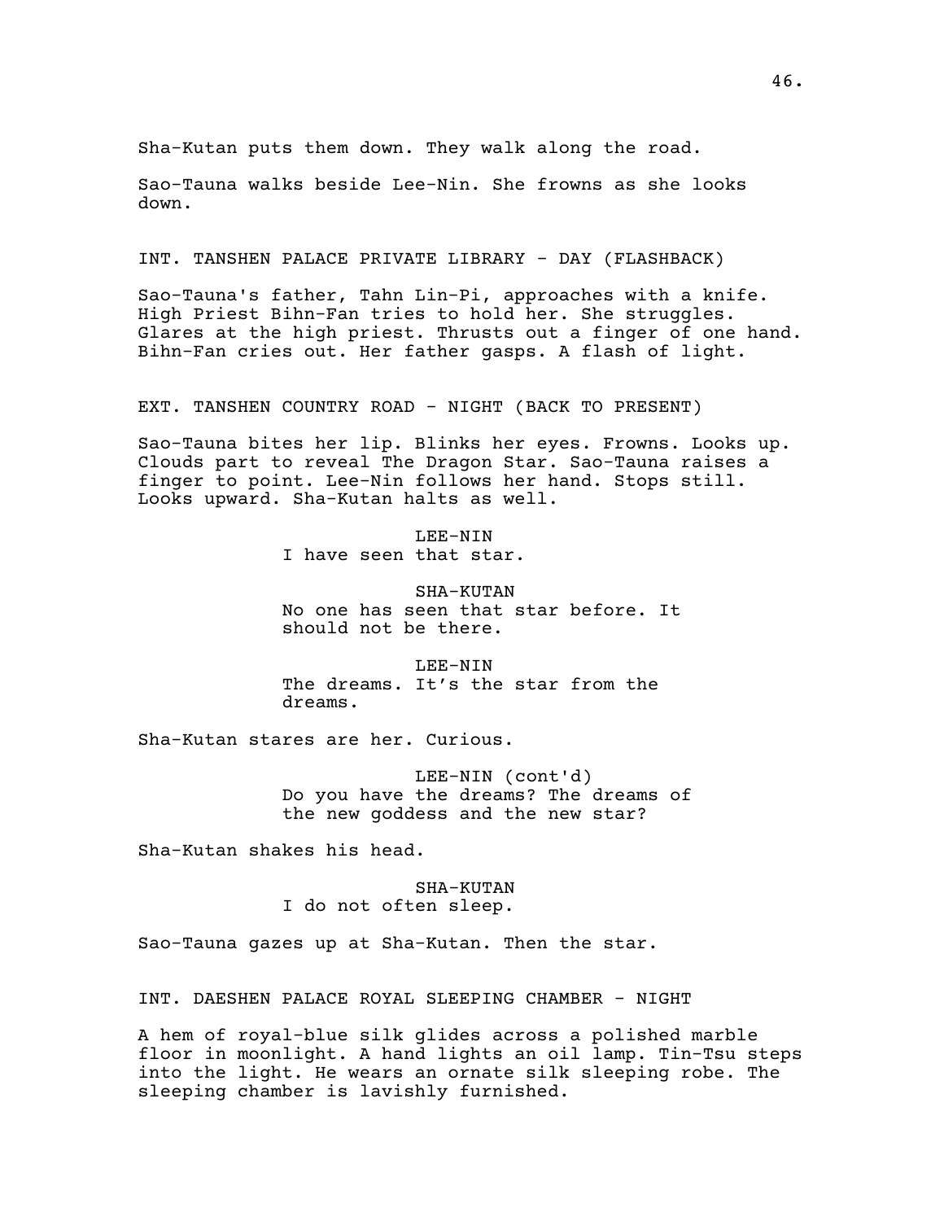Sha-Kutan puts them down. They walk along the road.

Sao-Tauna walks beside Lee-Nin. She frowns as she looks down.

INT. TANSHEN PALACE PRIVATE LIBRARY - DAY (FLASHBACK)

Sao-Tauna's father, Tahn Lin-Pi, approaches with a knife. High Priest Bihn-Fan tries to hold her. She struggles. Glares at the high priest. Thrusts out a finger of one hand. Bihn-Fan cries out. Her father gasps. A flash of light.

EXT. TANSHEN COUNTRY ROAD - NIGHT (BACK TO PRESENT)

Sao-Tauna bites her lip. Blinks her eyes. Frowns. Looks up. Clouds part to reveal The Dragon Star. Sao-Tauna raises a finger to point. Lee-Nin follows her hand. Stops still. Looks upward. Sha-Kutan halts as well.

LEE-NIN
I have seen that star.

SHA-KUTAN
No one has seen that star before. It should not be there.

LEE-NIN
The dreams. It's the star from the dreams.

Sha-Kutan stares are her. Curious.

LEE-NIN (cont'd)
Do you have the dreams? The dreams of the new goddess and the new star?

Sha-Kutan shakes his head.

SHA-KUTAN
I do not often sleep.

Sao-Tauna gazes up at Sha-Kutan. Then the star.

INT. DAESHEN PALACE ROYAL SLEEPING CHAMBER - NIGHT

A hem of royal-blue silk glides across a polished marble floor in moonlight. A hand lights an oil lamp. Tin-Tsu steps into the light. He wears an ornate silk sleeping robe. The sleeping chamber is lavishly furnished.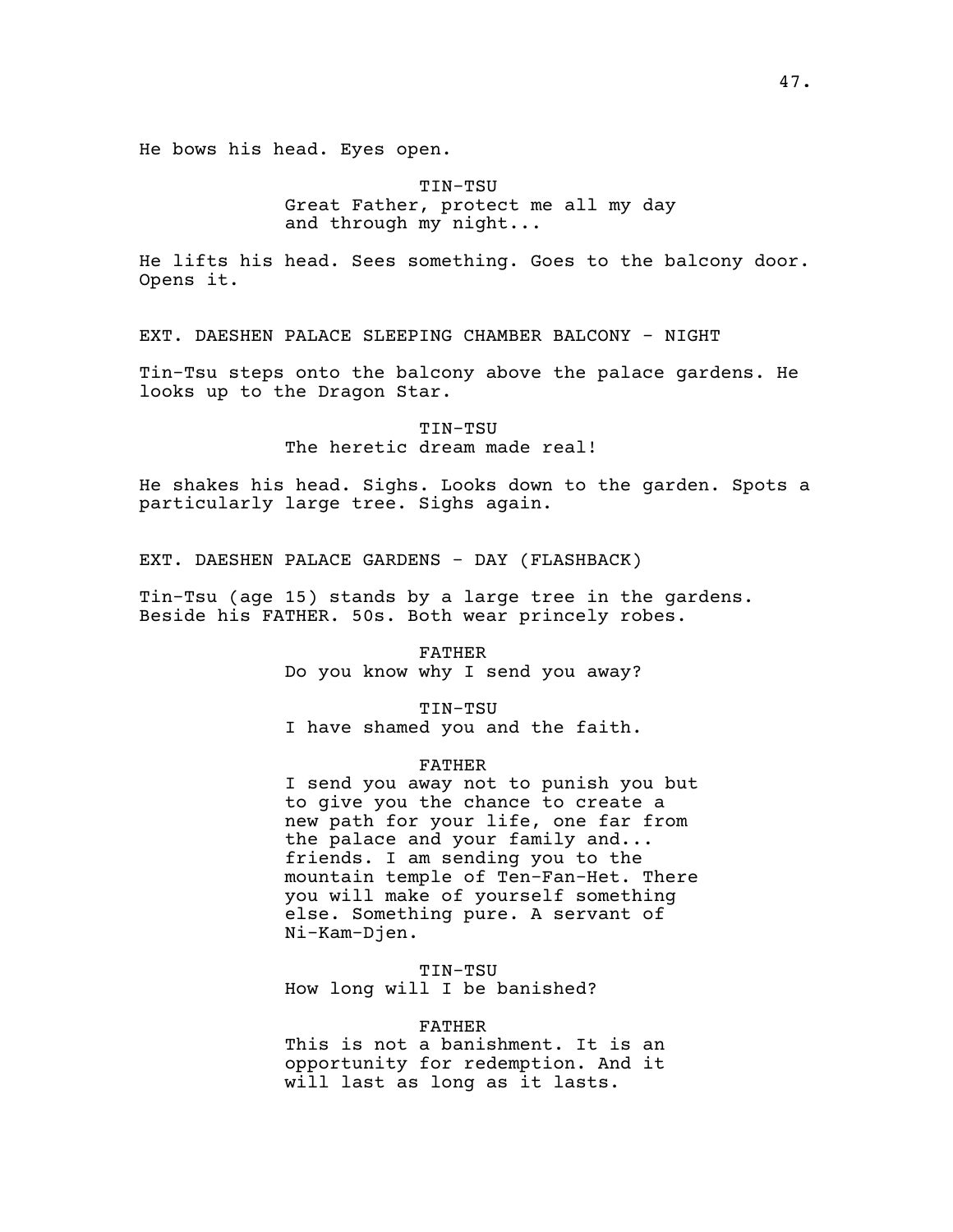He bows his head. Eyes open.

TIN-TSU
Great Father, protect me all my day
and through my night...

He lifts his head. Sees something. Goes to the balcony door. Opens it.

EXT. DAESHEN PALACE SLEEPING CHAMBER BALCONY - NIGHT

Tin-Tsu steps onto the balcony above the palace gardens. He looks up to the Dragon Star.

TIN-TSU
The heretic dream made real!

He shakes his head. Sighs. Looks down to the garden. Spots a particularly large tree. Sighs again.

EXT. DAESHEN PALACE GARDENS - DAY (FLASHBACK)

Tin-Tsu (age 15) stands by a large tree in the gardens. Beside his FATHER. 50s. Both wear princely robes.

FATHER
Do you know why I send you away?

TIN-TSU
I have shamed you and the faith.

FATHER
I send you away not to punish you but
to give you the chance to create a
new path for your life, one far from
the palace and your family and...
friends. I am sending you to the
mountain temple of Ten-Fan-Het. There
you will make of yourself something
else. Something pure. A servant of
Ni-Kam-Djen.

TIN-TSU
How long will I be banished?

FATHER
This is not a banishment. It is an
opportunity for redemption. And it
will last as long as it lasts.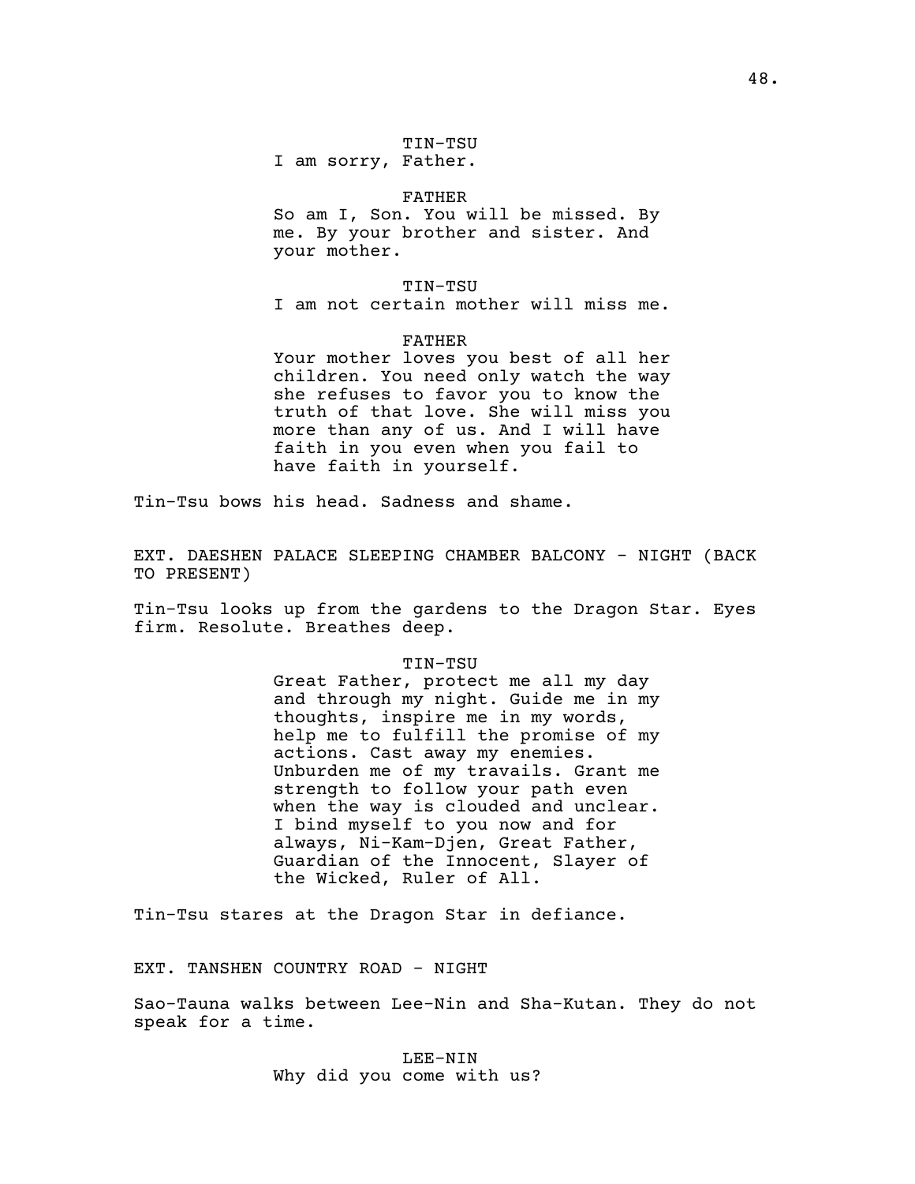TIN-TSU
I am sorry, Father.

FATHER
So am I, Son. You will be missed. By me. By your brother and sister. And your mother.

TIN-TSU
I am not certain mother will miss me.

FATHER
Your mother loves you best of all her children. You need only watch the way she refuses to favor you to know the truth of that love. She will miss you more than any of us. And I will have faith in you even when you fail to have faith in yourself.

Tin-Tsu bows his head. Sadness and shame.

EXT. DAESHEN PALACE SLEEPING CHAMBER BALCONY - NIGHT (BACK TO PRESENT)

Tin-Tsu looks up from the gardens to the Dragon Star. Eyes firm. Resolute. Breathes deep.

TIN-TSU
Great Father, protect me all my day and through my night. Guide me in my thoughts, inspire me in my words, help me to fulfill the promise of my actions. Cast away my enemies. Unburden me of my travails. Grant me strength to follow your path even when the way is clouded and unclear. I bind myself to you now and for always, Ni-Kam-Djen, Great Father, Guardian of the Innocent, Slayer of the Wicked, Ruler of All.

Tin-Tsu stares at the Dragon Star in defiance.

EXT. TANSHEN COUNTRY ROAD - NIGHT

Sao-Tauna walks between Lee-Nin and Sha-Kutan. They do not speak for a time.

LEE-NIN
Why did you come with us?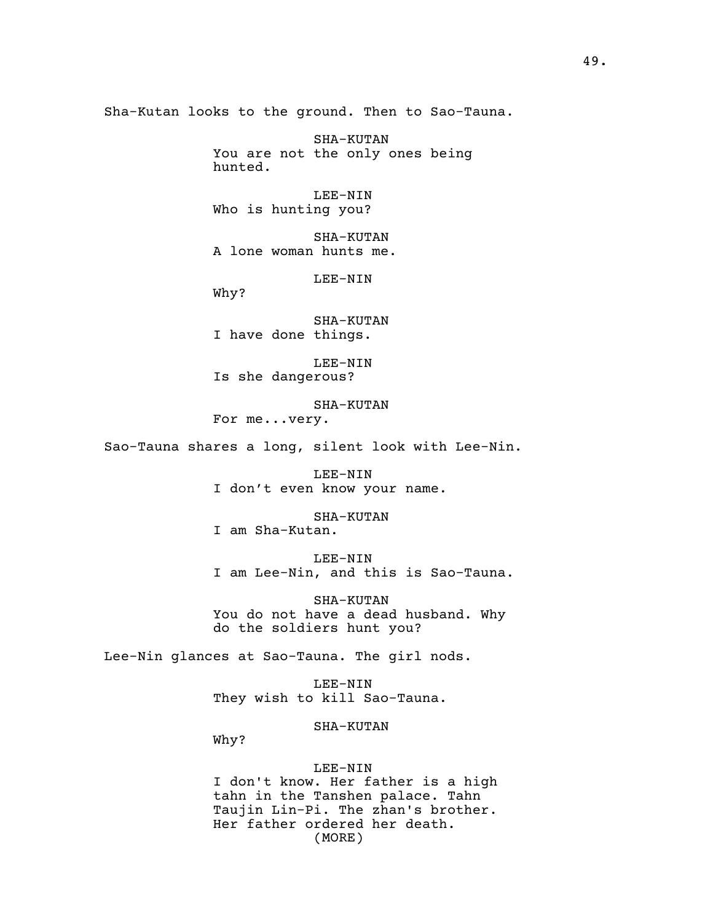Sha-Kutan looks to the ground. Then to Sao-Tauna.

SHA-KUTAN
You are not the only ones being hunted.

LEE-NIN
Who is hunting you?

SHA-KUTAN
A lone woman hunts me.

LEE-NIN
Why?

SHA-KUTAN
I have done things.

LEE-NIN
Is she dangerous?

SHA-KUTAN
For me...very.

Sao-Tauna shares a long, silent look with Lee-Nin.

LEE-NIN
I don't even know your name.

SHA-KUTAN
I am Sha-Kutan.

LEE-NIN
I am Lee-Nin, and this is Sao-Tauna.

SHA-KUTAN
You do not have a dead husband. Why do the soldiers hunt you?

Lee-Nin glances at Sao-Tauna. The girl nods.

LEE-NIN
They wish to kill Sao-Tauna.

SHA-KUTAN
Why?

LEE-NIN
I don't know. Her father is a high tahn in the Tanshen palace. Tahn Taujin Lin-Pi. The zhan's brother. Her father ordered her death.
(MORE)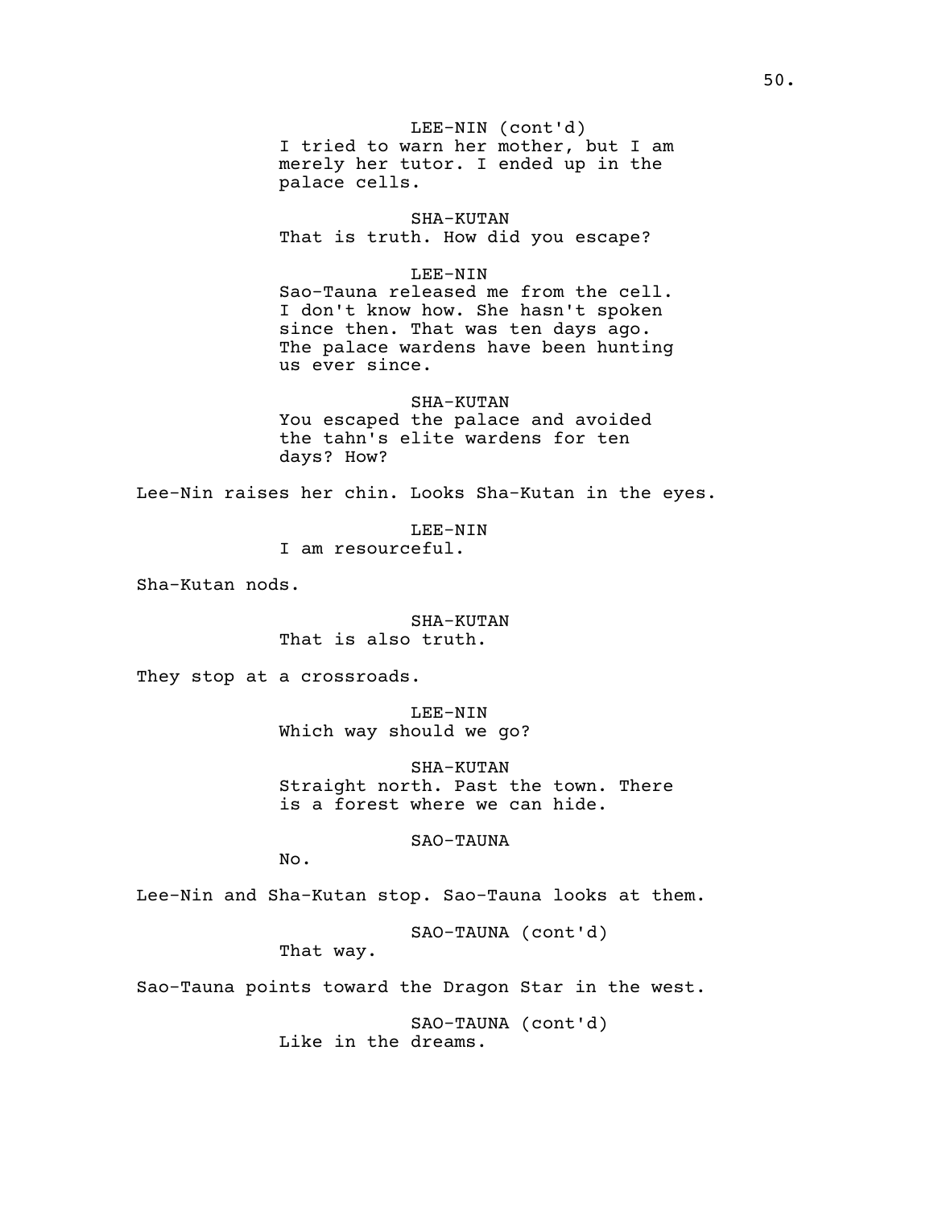LEE-NIN (cont'd)
I tried to warn her mother, but I am merely her tutor. I ended up in the palace cells.

SHA-KUTAN
That is truth. How did you escape?

LEE-NIN
Sao-Tauna released me from the cell. I don't know how. She hasn't spoken since then. That was ten days ago. The palace wardens have been hunting us ever since.

SHA-KUTAN
You escaped the palace and avoided the tahn's elite wardens for ten days? How?

Lee-Nin raises her chin. Looks Sha-Kutan in the eyes.

LEE-NIN
I am resourceful.

Sha-Kutan nods.

SHA-KUTAN
That is also truth.

They stop at a crossroads.

LEE-NIN
Which way should we go?

SHA-KUTAN
Straight north. Past the town. There is a forest where we can hide.

SAO-TAUNA
No.

Lee-Nin and Sha-Kutan stop. Sao-Tauna looks at them.

SAO-TAUNA (cont'd)
That way.

Sao-Tauna points toward the Dragon Star in the west.

SAO-TAUNA (cont'd)
Like in the dreams.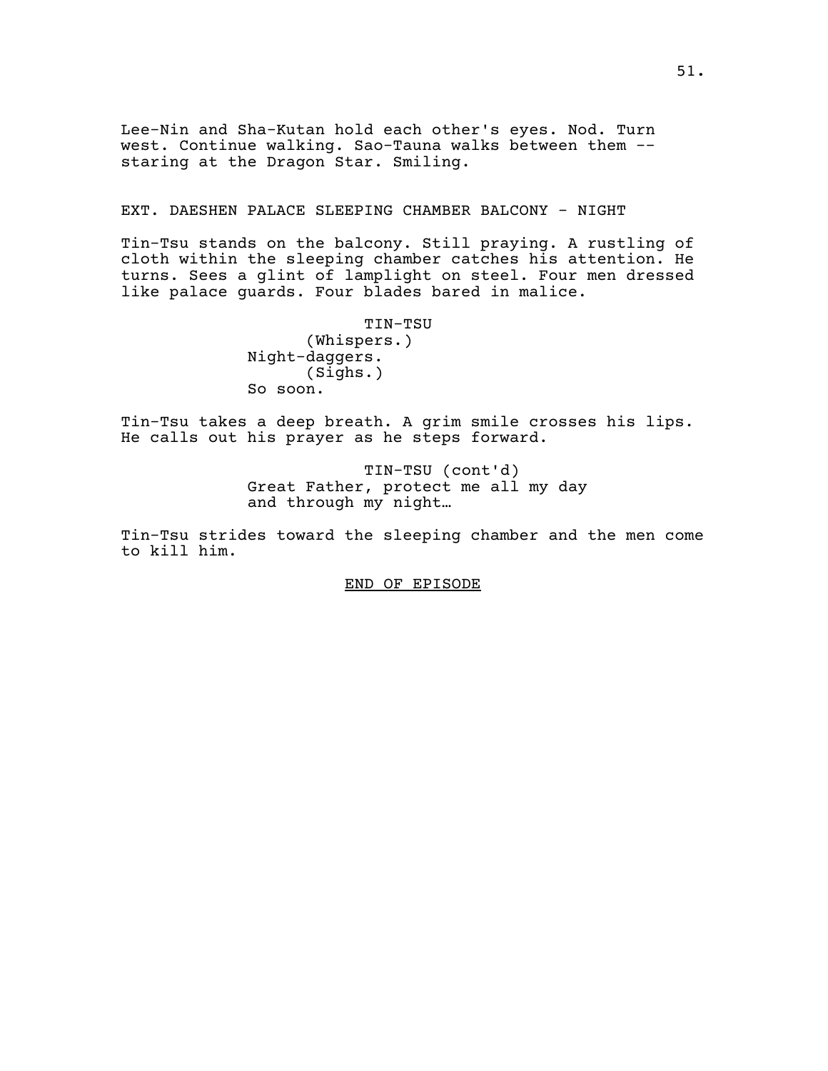Lee-Nin and Sha-Kutan hold each other's eyes. Nod. Turn west. Continue walking. Sao-Tauna walks between them -- staring at the Dragon Star. Smiling.

EXT. DAESHEN PALACE SLEEPING CHAMBER BALCONY - NIGHT

Tin-Tsu stands on the balcony. Still praying. A rustling of cloth within the sleeping chamber catches his attention. He turns. Sees a glint of lamplight on steel. Four men dressed like palace guards. Four blades bared in malice.

TIN-TSU
(Whispers.)
Night-daggers.
(Sighs.)
So soon.

Tin-Tsu takes a deep breath. A grim smile crosses his lips. He calls out his prayer as he steps forward.

TIN-TSU (cont'd)
Great Father, protect me all my day
and through my night…

Tin-Tsu strides toward the sleeping chamber and the men come to kill him.

END OF EPISODE